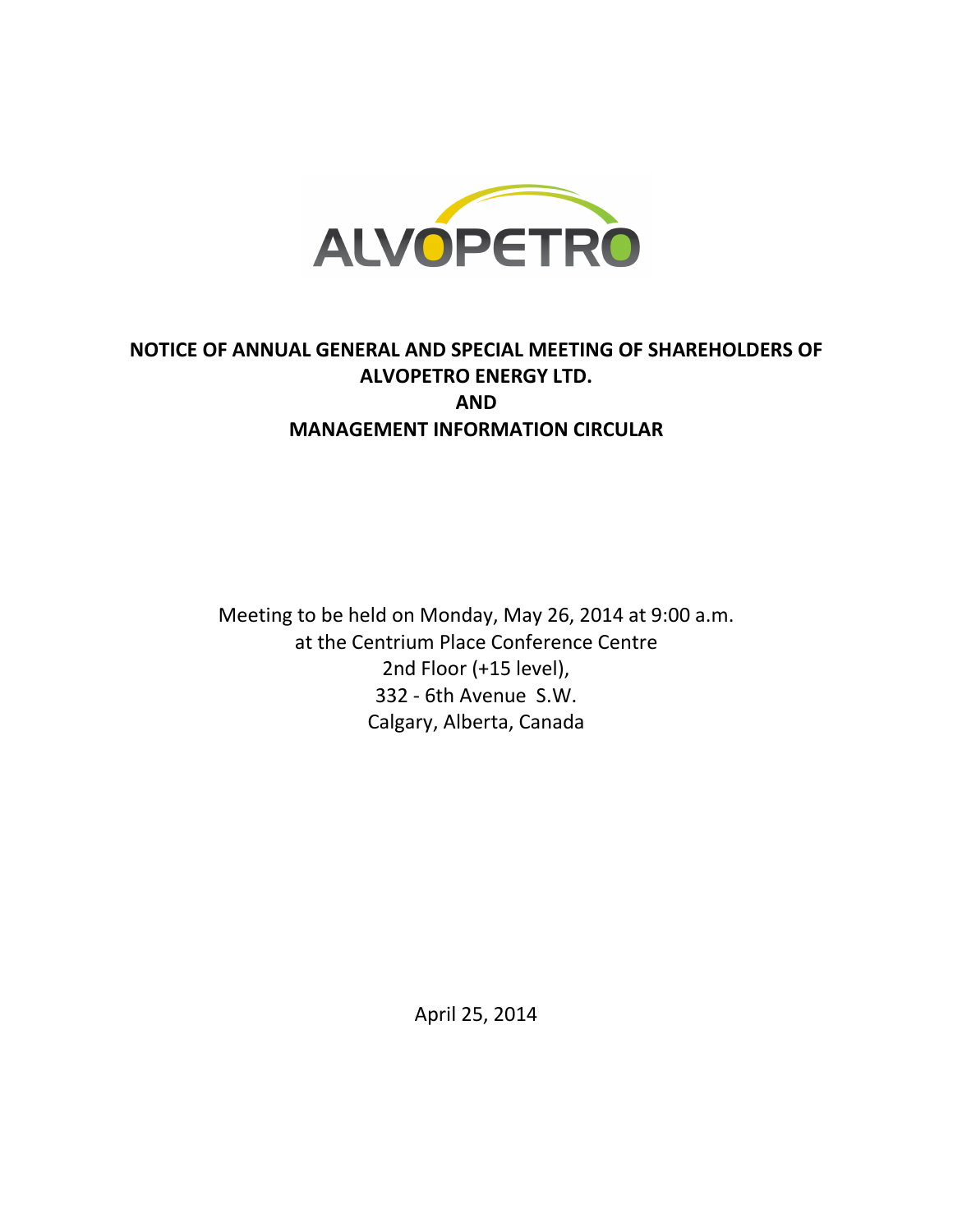ALVOPETRO

# NOTICE OF ANNUAL GENERAL AND SPECIAL MEETING OF SHAREHOLDERS OF ALVOPETRO ENERGY LTD.

# AND

# MANAGEMENT INFORMATION CIRCULAR

Meeting to be held on Monday, May 26, 2014 at 9:00 a.m.
at the Centrium Place Conference Centre
2nd Floor (+15 level),
332 - 6th Avenue S.W.
Calgary, Alberta, Canada

April 25, 2014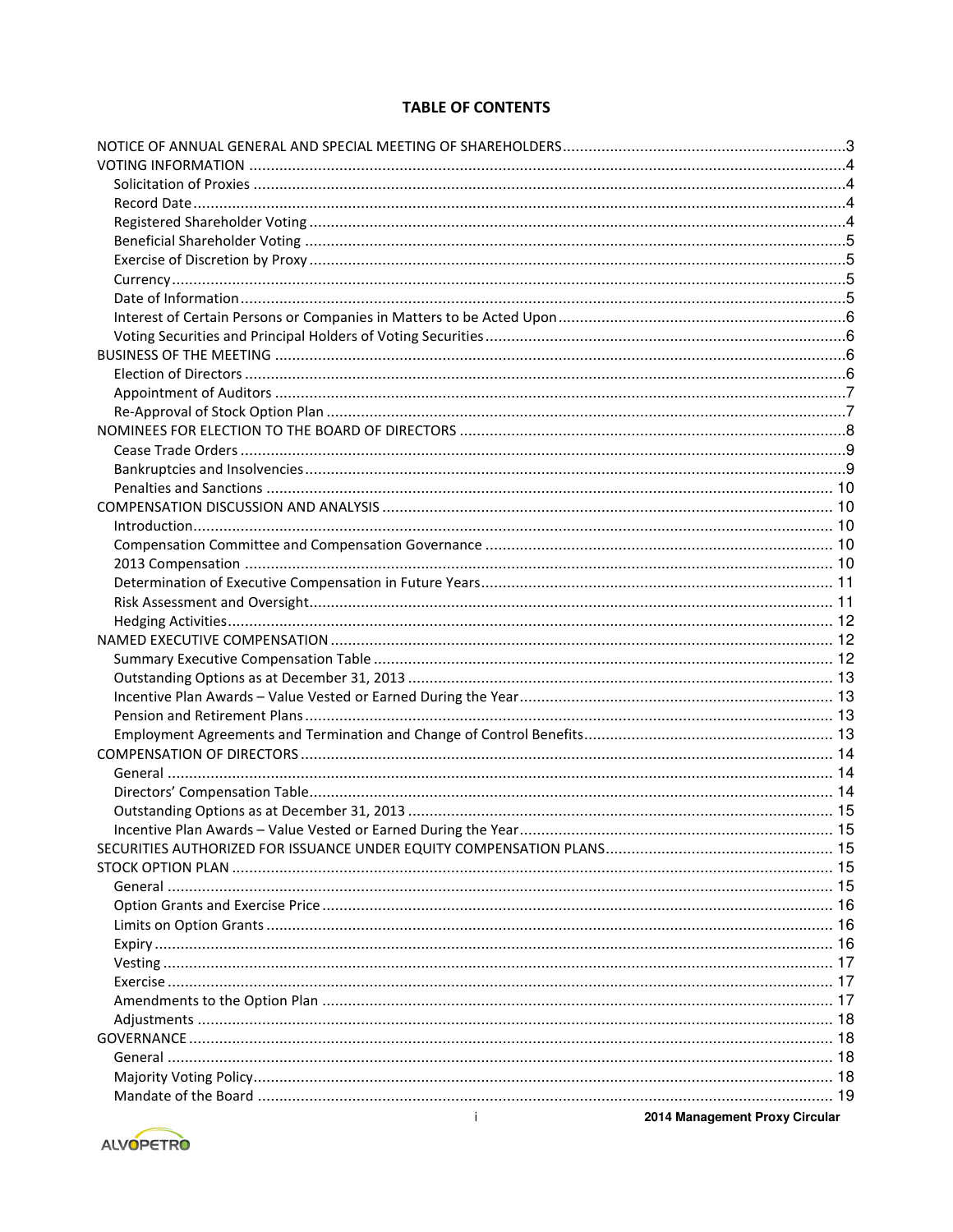# TABLE OF CONTENTS

| Section | Page |
|---|---|
| NOTICE OF ANNUAL GENERAL AND SPECIAL MEETING OF SHAREHOLDERS | 3 |
| VOTING INFORMATION | 4 |
| Solicitation of Proxies | 4 |
| Record Date | 4 |
| Registered Shareholder Voting | 4 |
| Beneficial Shareholder Voting | 5 |
| Exercise of Discretion by Proxy | 5 |
| Currency | 5 |
| Date of Information | 5 |
| Interest of Certain Persons or Companies in Matters to be Acted Upon | 6 |
| Voting Securities and Principal Holders of Voting Securities | 6 |
| BUSINESS OF THE MEETING | 6 |
| Election of Directors | 6 |
| Appointment of Auditors | 7 |
| Re-Approval of Stock Option Plan | 7 |
| NOMINEES FOR ELECTION TO THE BOARD OF DIRECTORS | 8 |
| Cease Trade Orders | 9 |
| Bankruptcies and Insolvencies | 9 |
| Penalties and Sanctions | 10 |
| COMPENSATION DISCUSSION AND ANALYSIS | 10 |
| Introduction | 10 |
| Compensation Committee and Compensation Governance | 10 |
| 2013 Compensation | 10 |
| Determination of Executive Compensation in Future Years | 11 |
| Risk Assessment and Oversight | 11 |
| Hedging Activities | 12 |
| NAMED EXECUTIVE COMPENSATION | 12 |
| Summary Executive Compensation Table | 12 |
| Outstanding Options as at December 31, 2013 | 13 |
| Incentive Plan Awards – Value Vested or Earned During the Year | 13 |
| Pension and Retirement Plans | 13 |
| Employment Agreements and Termination and Change of Control Benefits | 13 |
| COMPENSATION OF DIRECTORS | 14 |
| General | 14 |
| Directors' Compensation Table | 14 |
| Outstanding Options as at December 31, 2013 | 15 |
| Incentive Plan Awards – Value Vested or Earned During the Year | 15 |
| SECURITIES AUTHORIZED FOR ISSUANCE UNDER EQUITY COMPENSATION PLANS | 15 |
| STOCK OPTION PLAN | 15 |
| General | 15 |
| Option Grants and Exercise Price | 16 |
| Limits on Option Grants | 16 |
| Expiry | 16 |
| Vesting | 17 |
| Exercise | 17 |
| Amendments to the Option Plan | 17 |
| Adjustments | 18 |
| GOVERNANCE | 18 |
| General | 18 |
| Majority Voting Policy | 18 |
| Mandate of the Board | 19 |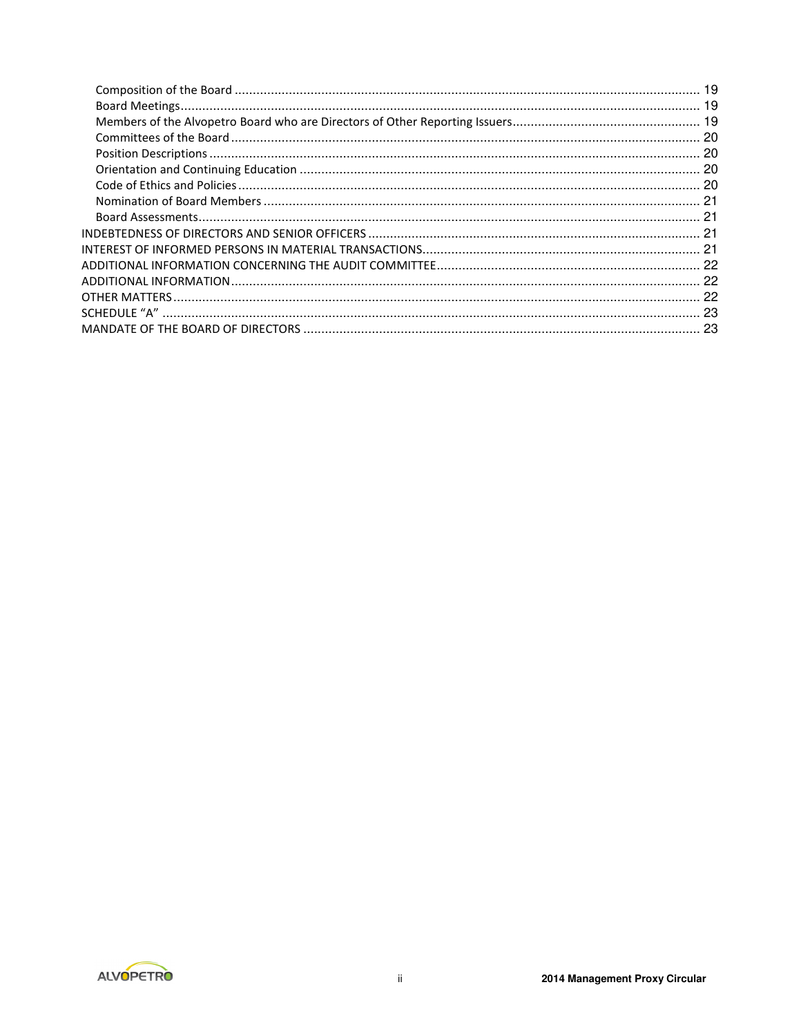Composition of the Board ............................................................................................................................ 19
Board Meetings........................................................................................................................................ 19
Members of the Alvopetro Board who are Directors of Other Reporting Issuers.................................................... 19
Committees of the Board ............................................................................................................................ 20
Position Descriptions ................................................................................................................................. 20
Orientation and Continuing Education ........................................................................................................... 20
Code of Ethics and Policies ......................................................................................................................... 20
Nomination of Board Members ..................................................................................................................... 21
Board Assessments.................................................................................................................................... 21

INDEBTEDNESS OF DIRECTORS AND SENIOR OFFICERS ........................................................................................ 21
INTEREST OF INFORMED PERSONS IN MATERIAL TRANSACTIONS............................................................................ 21
ADDITIONAL INFORMATION CONCERNING THE AUDIT COMMITTEE......................................................................... 22
ADDITIONAL INFORMATION............................................................................................................................ 22
OTHER MATTERS........................................................................................................................................... 22
SCHEDULE "A" .............................................................................................................................................. 23
MANDATE OF THE BOARD OF DIRECTORS ......................................................................................................... 23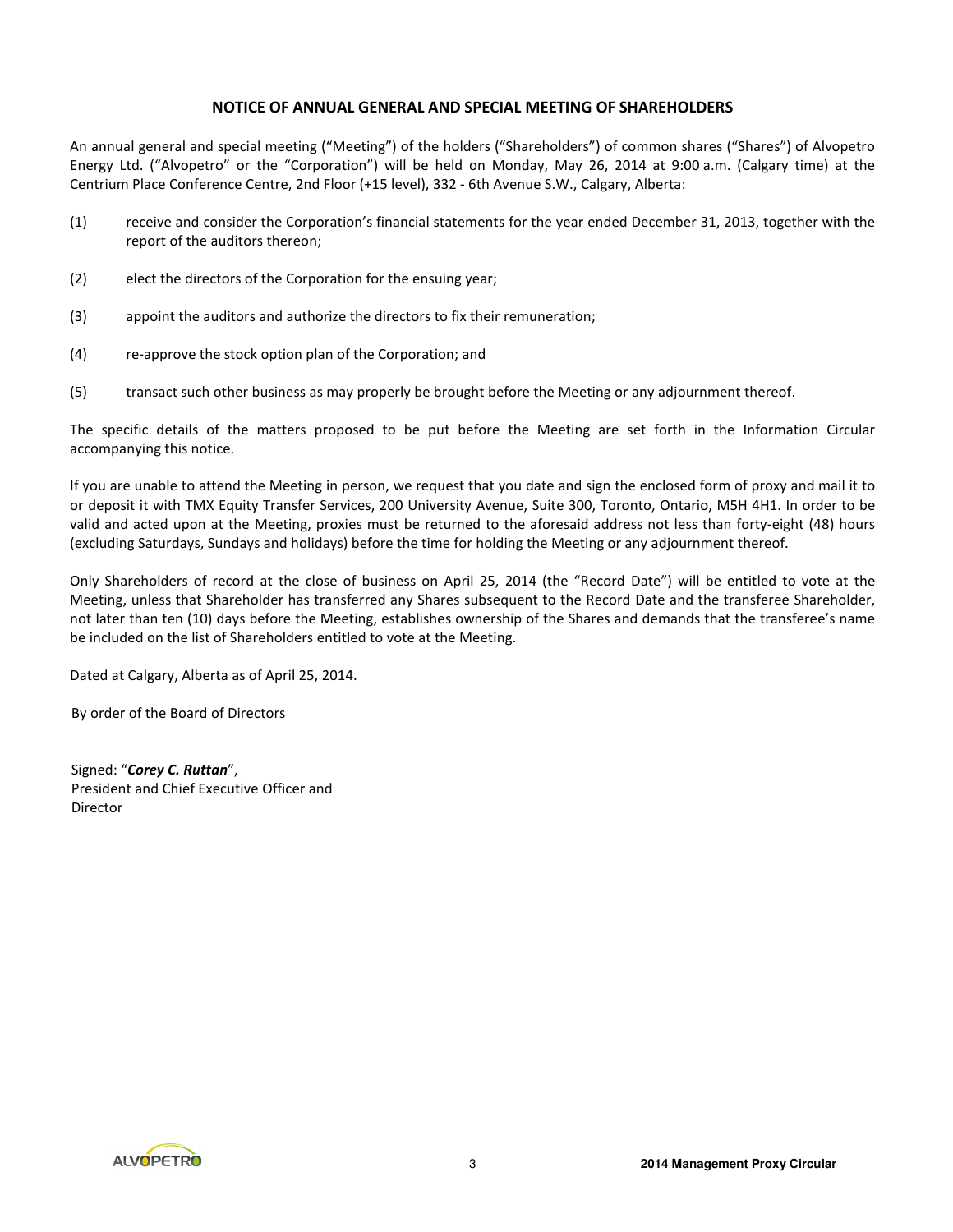# NOTICE OF ANNUAL GENERAL AND SPECIAL MEETING OF SHAREHOLDERS

An annual general and special meeting ("Meeting") of the holders ("Shareholders") of common shares ("Shares") of Alvopetro Energy Ltd. ("Alvopetro" or the "Corporation") will be held on Monday, May 26, 2014 at 9:00 a.m. (Calgary time) at the Centrium Place Conference Centre, 2nd Floor (+15 level), 332 - 6th Avenue S.W., Calgary, Alberta:

(1) receive and consider the Corporation's financial statements for the year ended December 31, 2013, together with the report of the auditors thereon;

(2) elect the directors of the Corporation for the ensuing year;

(3) appoint the auditors and authorize the directors to fix their remuneration;

(4) re-approve the stock option plan of the Corporation; and

(5) transact such other business as may properly be brought before the Meeting or any adjournment thereof.

The specific details of the matters proposed to be put before the Meeting are set forth in the Information Circular accompanying this notice.

If you are unable to attend the Meeting in person, we request that you date and sign the enclosed form of proxy and mail it to or deposit it with TMX Equity Transfer Services, 200 University Avenue, Suite 300, Toronto, Ontario, M5H 4H1. In order to be valid and acted upon at the Meeting, proxies must be returned to the aforesaid address not less than forty-eight (48) hours (excluding Saturdays, Sundays and holidays) before the time for holding the Meeting or any adjournment thereof.

Only Shareholders of record at the close of business on April 25, 2014 (the "Record Date") will be entitled to vote at the Meeting, unless that Shareholder has transferred any Shares subsequent to the Record Date and the transferee Shareholder, not later than ten (10) days before the Meeting, establishes ownership of the Shares and demands that the transferee's name be included on the list of Shareholders entitled to vote at the Meeting.

Dated at Calgary, Alberta as of April 25, 2014.

By order of the Board of Directors

Signed: "***Corey C. Ruttan***",
President and Chief Executive Officer and
Director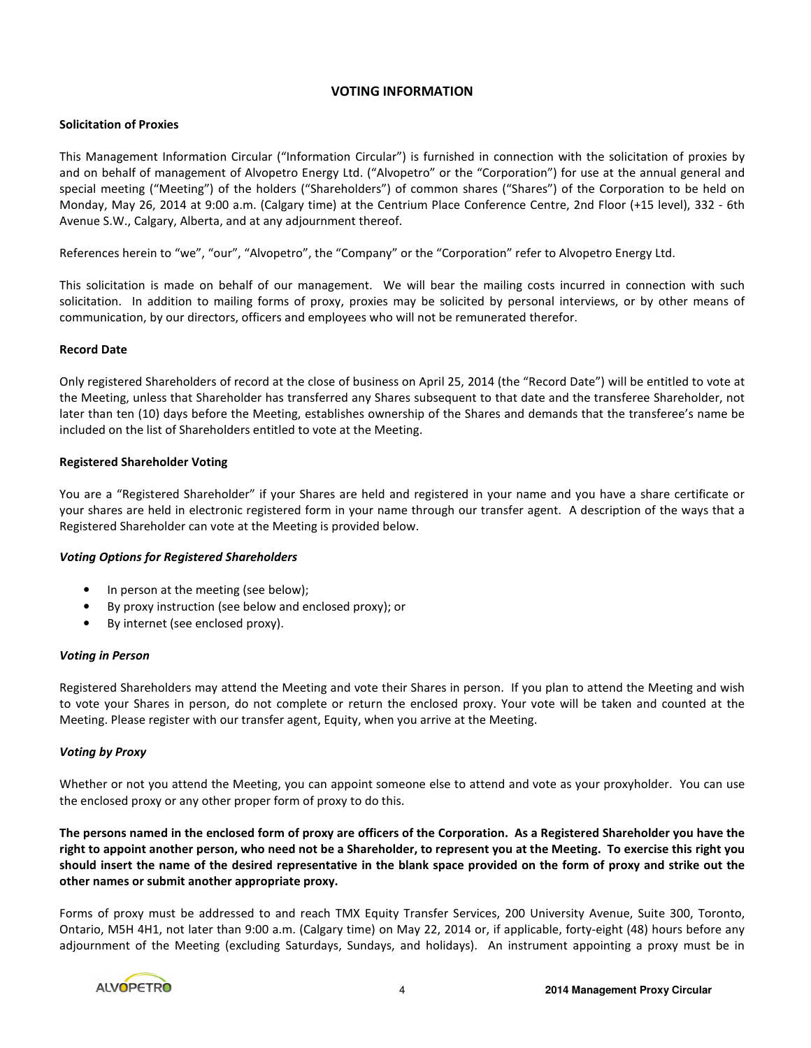## VOTING INFORMATION

**Solicitation of Proxies**

This Management Information Circular ("Information Circular") is furnished in connection with the solicitation of proxies by and on behalf of management of Alvopetro Energy Ltd. ("Alvopetro" or the "Corporation") for use at the annual general and special meeting ("Meeting") of the holders ("Shareholders") of common shares ("Shares") of the Corporation to be held on Monday, May 26, 2014 at 9:00 a.m. (Calgary time) at the Centrium Place Conference Centre, 2nd Floor (+15 level), 332 - 6th Avenue S.W., Calgary, Alberta, and at any adjournment thereof.

References herein to "we", "our", "Alvopetro", the "Company" or the "Corporation" refer to Alvopetro Energy Ltd.

This solicitation is made on behalf of our management. We will bear the mailing costs incurred in connection with such solicitation. In addition to mailing forms of proxy, proxies may be solicited by personal interviews, or by other means of communication, by our directors, officers and employees who will not be remunerated therefor.

**Record Date**

Only registered Shareholders of record at the close of business on April 25, 2014 (the "Record Date") will be entitled to vote at the Meeting, unless that Shareholder has transferred any Shares subsequent to that date and the transferee Shareholder, not later than ten (10) days before the Meeting, establishes ownership of the Shares and demands that the transferee's name be included on the list of Shareholders entitled to vote at the Meeting.

**Registered Shareholder Voting**

You are a "Registered Shareholder" if your Shares are held and registered in your name and you have a share certificate or your shares are held in electronic registered form in your name through our transfer agent. A description of the ways that a Registered Shareholder can vote at the Meeting is provided below.

***Voting Options for Registered Shareholders***

- In person at the meeting (see below);
- By proxy instruction (see below and enclosed proxy); or
- By internet (see enclosed proxy).

***Voting in Person***

Registered Shareholders may attend the Meeting and vote their Shares in person. If you plan to attend the Meeting and wish to vote your Shares in person, do not complete or return the enclosed proxy. Your vote will be taken and counted at the Meeting. Please register with our transfer agent, Equity, when you arrive at the Meeting.

***Voting by Proxy***

Whether or not you attend the Meeting, you can appoint someone else to attend and vote as your proxyholder. You can use the enclosed proxy or any other proper form of proxy to do this.

**The persons named in the enclosed form of proxy are officers of the Corporation. As a Registered Shareholder you have the right to appoint another person, who need not be a Shareholder, to represent you at the Meeting. To exercise this right you should insert the name of the desired representative in the blank space provided on the form of proxy and strike out the other names or submit another appropriate proxy.**

Forms of proxy must be addressed to and reach TMX Equity Transfer Services, 200 University Avenue, Suite 300, Toronto, Ontario, M5H 4H1, not later than 9:00 a.m. (Calgary time) on May 22, 2014 or, if applicable, forty-eight (48) hours before any adjournment of the Meeting (excluding Saturdays, Sundays, and holidays). An instrument appointing a proxy must be in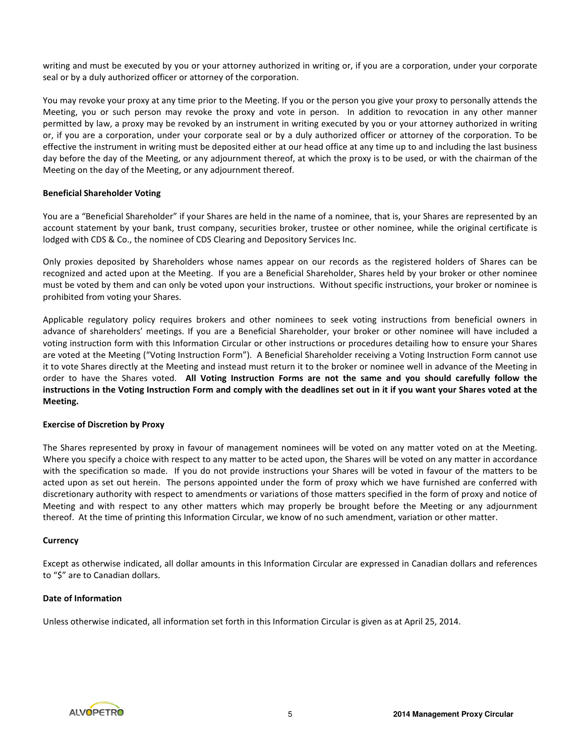writing and must be executed by you or your attorney authorized in writing or, if you are a corporation, under your corporate seal or by a duly authorized officer or attorney of the corporation.

You may revoke your proxy at any time prior to the Meeting. If you or the person you give your proxy to personally attends the Meeting, you or such person may revoke the proxy and vote in person. In addition to revocation in any other manner permitted by law, a proxy may be revoked by an instrument in writing executed by you or your attorney authorized in writing or, if you are a corporation, under your corporate seal or by a duly authorized officer or attorney of the corporation. To be effective the instrument in writing must be deposited either at our head office at any time up to and including the last business day before the day of the Meeting, or any adjournment thereof, at which the proxy is to be used, or with the chairman of the Meeting on the day of the Meeting, or any adjournment thereof.

**Beneficial Shareholder Voting**

You are a "Beneficial Shareholder" if your Shares are held in the name of a nominee, that is, your Shares are represented by an account statement by your bank, trust company, securities broker, trustee or other nominee, while the original certificate is lodged with CDS & Co., the nominee of CDS Clearing and Depository Services Inc.

Only proxies deposited by Shareholders whose names appear on our records as the registered holders of Shares can be recognized and acted upon at the Meeting. If you are a Beneficial Shareholder, Shares held by your broker or other nominee must be voted by them and can only be voted upon your instructions. Without specific instructions, your broker or nominee is prohibited from voting your Shares.

Applicable regulatory policy requires brokers and other nominees to seek voting instructions from beneficial owners in advance of shareholders' meetings. If you are a Beneficial Shareholder, your broker or other nominee will have included a voting instruction form with this Information Circular or other instructions or procedures detailing how to ensure your Shares are voted at the Meeting ("Voting Instruction Form"). A Beneficial Shareholder receiving a Voting Instruction Form cannot use it to vote Shares directly at the Meeting and instead must return it to the broker or nominee well in advance of the Meeting in order to have the Shares voted. **All Voting Instruction Forms are not the same and you should carefully follow the instructions in the Voting Instruction Form and comply with the deadlines set out in it if you want your Shares voted at the Meeting.**

**Exercise of Discretion by Proxy**

The Shares represented by proxy in favour of management nominees will be voted on any matter voted on at the Meeting. Where you specify a choice with respect to any matter to be acted upon, the Shares will be voted on any matter in accordance with the specification so made. If you do not provide instructions your Shares will be voted in favour of the matters to be acted upon as set out herein. The persons appointed under the form of proxy which we have furnished are conferred with discretionary authority with respect to amendments or variations of those matters specified in the form of proxy and notice of Meeting and with respect to any other matters which may properly be brought before the Meeting or any adjournment thereof. At the time of printing this Information Circular, we know of no such amendment, variation or other matter.

**Currency**

Except as otherwise indicated, all dollar amounts in this Information Circular are expressed in Canadian dollars and references to "$" are to Canadian dollars.

**Date of Information**

Unless otherwise indicated, all information set forth in this Information Circular is given as at April 25, 2014.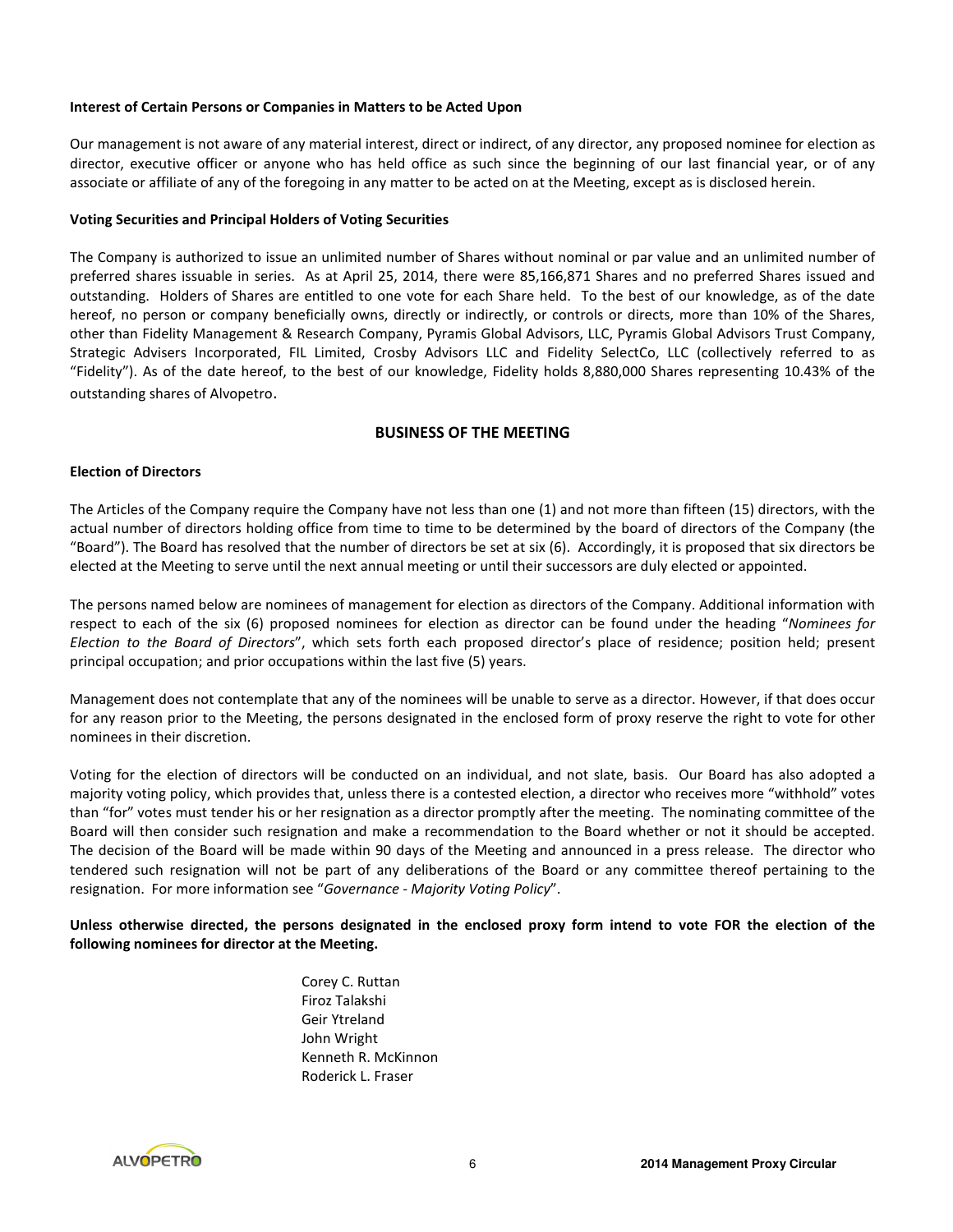**Interest of Certain Persons or Companies in Matters to be Acted Upon**

Our management is not aware of any material interest, direct or indirect, of any director, any proposed nominee for election as director, executive officer or anyone who has held office as such since the beginning of our last financial year, or of any associate or affiliate of any of the foregoing in any matter to be acted on at the Meeting, except as is disclosed herein.

**Voting Securities and Principal Holders of Voting Securities**

The Company is authorized to issue an unlimited number of Shares without nominal or par value and an unlimited number of preferred shares issuable in series. As at April 25, 2014, there were 85,166,871 Shares and no preferred Shares issued and outstanding. Holders of Shares are entitled to one vote for each Share held. To the best of our knowledge, as of the date hereof, no person or company beneficially owns, directly or indirectly, or controls or directs, more than 10% of the Shares, other than Fidelity Management & Research Company, Pyramis Global Advisors, LLC, Pyramis Global Advisors Trust Company, Strategic Advisers Incorporated, FIL Limited, Crosby Advisors LLC and Fidelity SelectCo, LLC (collectively referred to as "Fidelity"). As of the date hereof, to the best of our knowledge, Fidelity holds 8,880,000 Shares representing 10.43% of the outstanding shares of Alvopetro.

## BUSINESS OF THE MEETING

**Election of Directors**

The Articles of the Company require the Company have not less than one (1) and not more than fifteen (15) directors, with the actual number of directors holding office from time to time to be determined by the board of directors of the Company (the "Board"). The Board has resolved that the number of directors be set at six (6). Accordingly, it is proposed that six directors be elected at the Meeting to serve until the next annual meeting or until their successors are duly elected or appointed.

The persons named below are nominees of management for election as directors of the Company. Additional information with respect to each of the six (6) proposed nominees for election as director can be found under the heading "*Nominees for Election to the Board of Directors*", which sets forth each proposed director's place of residence; position held; present principal occupation; and prior occupations within the last five (5) years.

Management does not contemplate that any of the nominees will be unable to serve as a director. However, if that does occur for any reason prior to the Meeting, the persons designated in the enclosed form of proxy reserve the right to vote for other nominees in their discretion.

Voting for the election of directors will be conducted on an individual, and not slate, basis. Our Board has also adopted a majority voting policy, which provides that, unless there is a contested election, a director who receives more "withhold" votes than "for" votes must tender his or her resignation as a director promptly after the meeting. The nominating committee of the Board will then consider such resignation and make a recommendation to the Board whether or not it should be accepted. The decision of the Board will be made within 90 days of the Meeting and announced in a press release. The director who tendered such resignation will not be part of any deliberations of the Board or any committee thereof pertaining to the resignation. For more information see "*Governance - Majority Voting Policy*".

**Unless otherwise directed, the persons designated in the enclosed proxy form intend to vote FOR the election of the following nominees for director at the Meeting.**

Corey C. Ruttan
Firoz Talakshi
Geir Ytreland
John Wright
Kenneth R. McKinnon
Roderick L. Fraser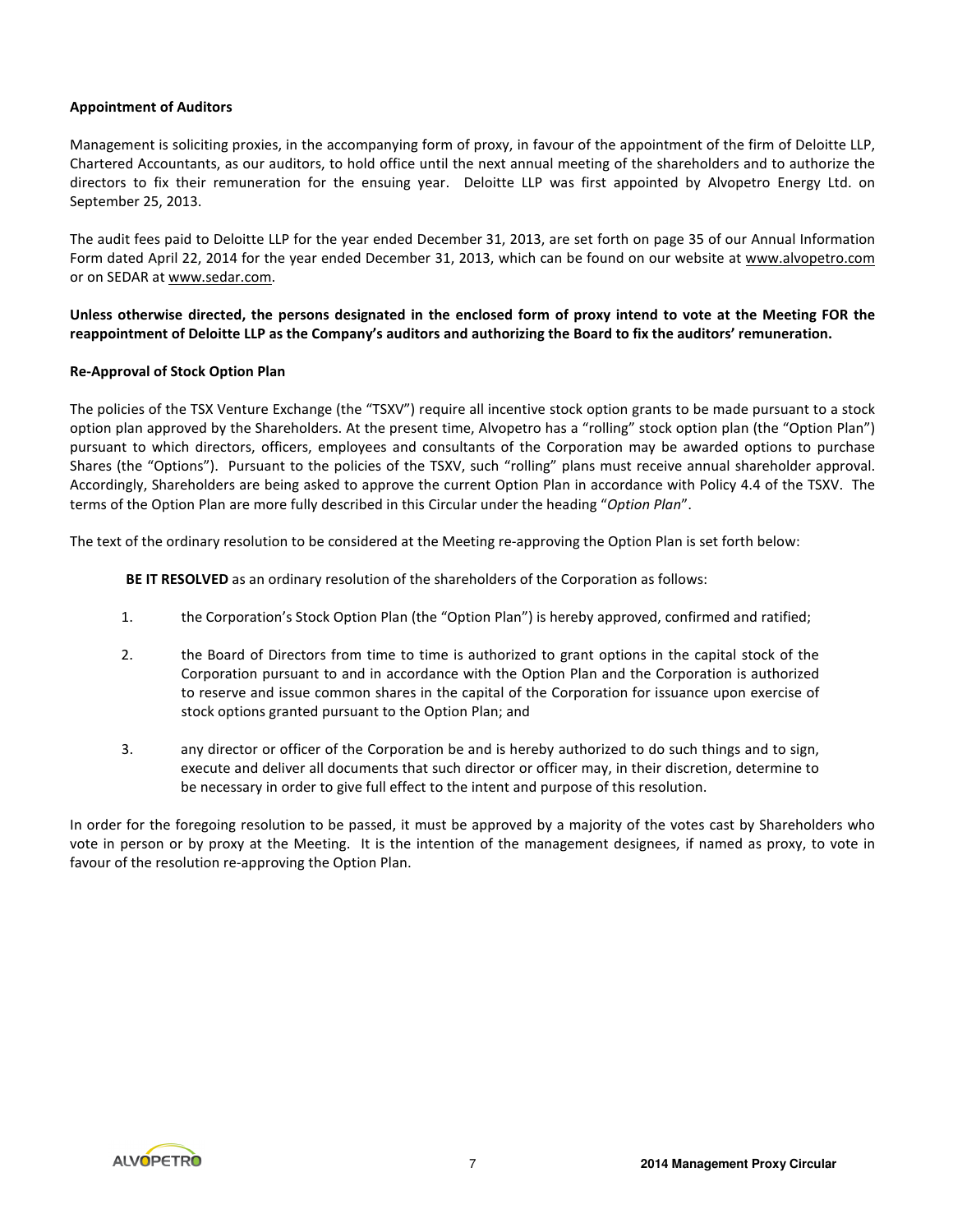**Appointment of Auditors**

Management is soliciting proxies, in the accompanying form of proxy, in favour of the appointment of the firm of Deloitte LLP, Chartered Accountants, as our auditors, to hold office until the next annual meeting of the shareholders and to authorize the directors to fix their remuneration for the ensuing year. Deloitte LLP was first appointed by Alvopetro Energy Ltd. on September 25, 2013.

The audit fees paid to Deloitte LLP for the year ended December 31, 2013, are set forth on page 35 of our Annual Information Form dated April 22, 2014 for the year ended December 31, 2013, which can be found on our website at www.alvopetro.com or on SEDAR at www.sedar.com.

**Unless otherwise directed, the persons designated in the enclosed form of proxy intend to vote at the Meeting FOR the reappointment of Deloitte LLP as the Company's auditors and authorizing the Board to fix the auditors' remuneration.**

**Re-Approval of Stock Option Plan**

The policies of the TSX Venture Exchange (the "TSXV") require all incentive stock option grants to be made pursuant to a stock option plan approved by the Shareholders. At the present time, Alvopetro has a "rolling" stock option plan (the "Option Plan") pursuant to which directors, officers, employees and consultants of the Corporation may be awarded options to purchase Shares (the "Options"). Pursuant to the policies of the TSXV, such "rolling" plans must receive annual shareholder approval. Accordingly, Shareholders are being asked to approve the current Option Plan in accordance with Policy 4.4 of the TSXV. The terms of the Option Plan are more fully described in this Circular under the heading "*Option Plan*".

The text of the ordinary resolution to be considered at the Meeting re-approving the Option Plan is set forth below:

> **BE IT RESOLVED** as an ordinary resolution of the shareholders of the Corporation as follows:
>
> 1. the Corporation's Stock Option Plan (the "Option Plan") is hereby approved, confirmed and ratified;
> 2. the Board of Directors from time to time is authorized to grant options in the capital stock of the Corporation pursuant to and in accordance with the Option Plan and the Corporation is authorized to reserve and issue common shares in the capital of the Corporation for issuance upon exercise of stock options granted pursuant to the Option Plan; and
> 3. any director or officer of the Corporation be and is hereby authorized to do such things and to sign, execute and deliver all documents that such director or officer may, in their discretion, determine to be necessary in order to give full effect to the intent and purpose of this resolution.

In order for the foregoing resolution to be passed, it must be approved by a majority of the votes cast by Shareholders who vote in person or by proxy at the Meeting. It is the intention of the management designees, if named as proxy, to vote in favour of the resolution re-approving the Option Plan.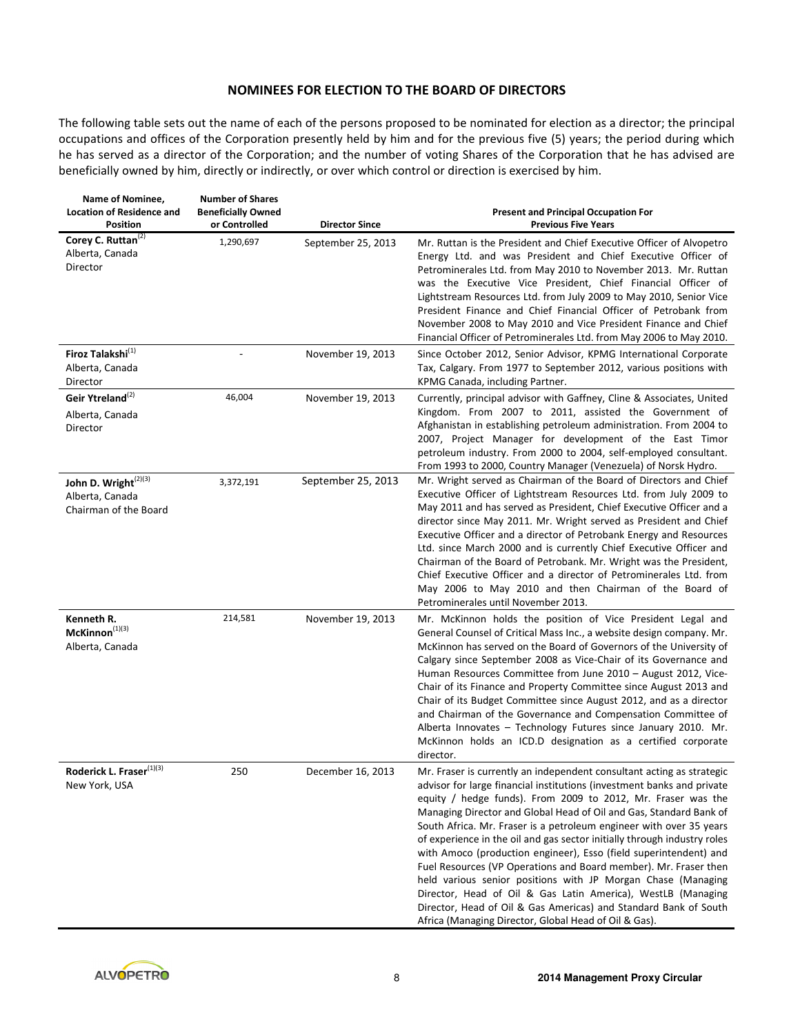## NOMINEES FOR ELECTION TO THE BOARD OF DIRECTORS

The following table sets out the name of each of the persons proposed to be nominated for election as a director; the principal occupations and offices of the Corporation presently held by him and for the previous five (5) years; the period during which he has served as a director of the Corporation; and the number of voting Shares of the Corporation that he has advised are beneficially owned by him, directly or indirectly, or over which control or direction is exercised by him.

| Name of Nominee, Location of Residence and Position | Number of Shares Beneficially Owned or Controlled | Director Since | Present and Principal Occupation For Previous Five Years |
|---|---|---|---|
| **Corey C. Ruttan**[(2)] Alberta, Canada Director | 1,290,697 | September 25, 2013 | Mr. Ruttan is the President and Chief Executive Officer of Alvopetro Energy Ltd. and was President and Chief Executive Officer of Petrominerales Ltd. from May 2010 to November 2013. Mr. Ruttan was the Executive Vice President, Chief Financial Officer of Lightstream Resources Ltd. from July 2009 to May 2010, Senior Vice President Finance and Chief Financial Officer of Petrobank from November 2008 to May 2010 and Vice President Finance and Chief Financial Officer of Petrominerales Ltd. from May 2006 to May 2010. |
| **Firoz Talakshi**[(1)] Alberta, Canada Director | - | November 19, 2013 | Since October 2012, Senior Advisor, KPMG International Corporate Tax, Calgary. From 1977 to September 2012, various positions with KPMG Canada, including Partner. |
| **Geir Ytreland**[(2)] Alberta, Canada Director | 46,004 | November 19, 2013 | Currently, principal advisor with Gaffney, Cline & Associates, United Kingdom. From 2007 to 2011, assisted the Government of Afghanistan in establishing petroleum administration. From 2004 to 2007, Project Manager for development of the East Timor petroleum industry. From 2000 to 2004, self-employed consultant. From 1993 to 2000, Country Manager (Venezuela) of Norsk Hydro. |
| **John D. Wright**[(2)(3)] Alberta, Canada Chairman of the Board | 3,372,191 | September 25, 2013 | Mr. Wright served as Chairman of the Board of Directors and Chief Executive Officer of Lightstream Resources Ltd. from July 2009 to May 2011 and has served as President, Chief Executive Officer and a director since May 2011. Mr. Wright served as President and Chief Executive Officer and a director of Petrobank Energy and Resources Ltd. since March 2000 and is currently Chief Executive Officer and Chairman of the Board of Petrobank. Mr. Wright was the President, Chief Executive Officer and a director of Petrominerales Ltd. from May 2006 to May 2010 and then Chairman of the Board of Petrominerales until November 2013. |
| **Kenneth R. McKinnon**[(1)(3)] Alberta, Canada | 214,581 | November 19, 2013 | Mr. McKinnon holds the position of Vice President Legal and General Counsel of Critical Mass Inc., a website design company. Mr. McKinnon has served on the Board of Governors of the University of Calgary since September 2008 as Vice-Chair of its Governance and Human Resources Committee from June 2010 – August 2012, Vice-Chair of its Finance and Property Committee since August 2013 and Chair of its Budget Committee since August 2012, and as a director and Chairman of the Governance and Compensation Committee of Alberta Innovates – Technology Futures since January 2010. Mr. McKinnon holds an ICD.D designation as a certified corporate director. |
| **Roderick L. Fraser**[(1)(3)] New York, USA | 250 | December 16, 2013 | Mr. Fraser is currently an independent consultant acting as strategic advisor for large financial institutions (investment banks and private equity / hedge funds). From 2009 to 2012, Mr. Fraser was the Managing Director and Global Head of Oil and Gas, Standard Bank of South Africa. Mr. Fraser is a petroleum engineer with over 35 years of experience in the oil and gas sector initially through industry roles with Amoco (production engineer), Esso (field superintendent) and Fuel Resources (VP Operations and Board member). Mr. Fraser then held various senior positions with JP Morgan Chase (Managing Director, Head of Oil & Gas Latin America), WestLB (Managing Director, Head of Oil & Gas Americas) and Standard Bank of South Africa (Managing Director, Global Head of Oil & Gas). |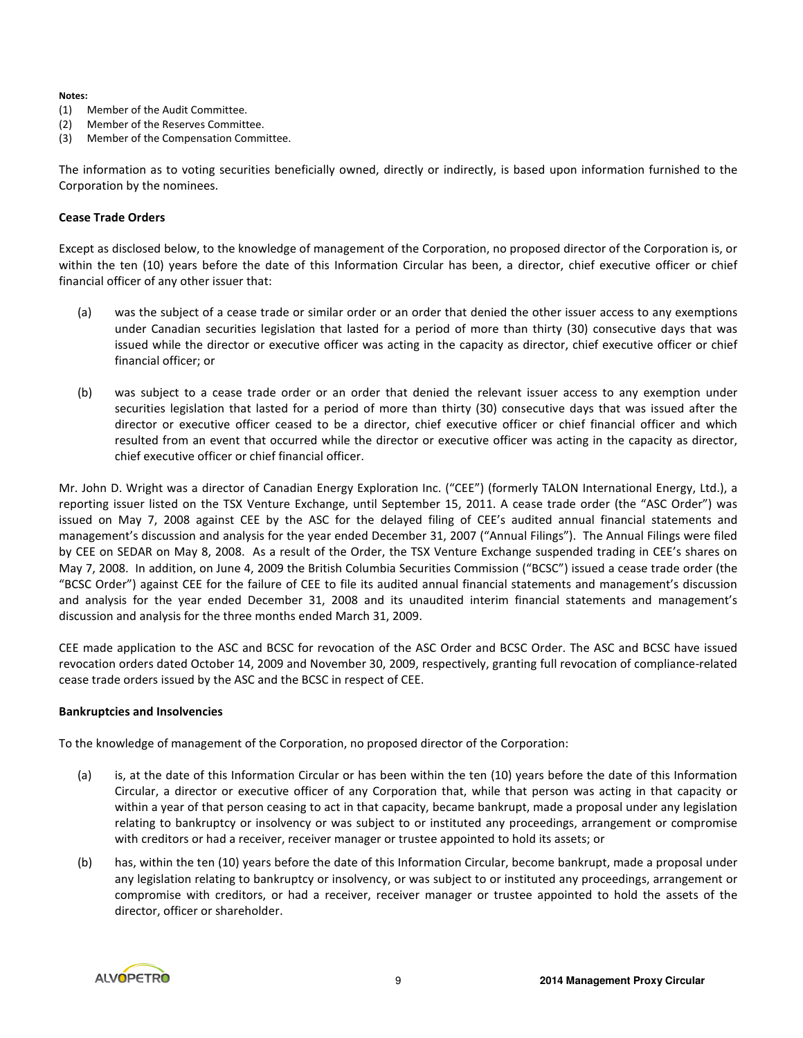**Notes:**

(1) Member of the Audit Committee.
(2) Member of the Reserves Committee.
(3) Member of the Compensation Committee.

The information as to voting securities beneficially owned, directly or indirectly, is based upon information furnished to the Corporation by the nominees.

**Cease Trade Orders**

Except as disclosed below, to the knowledge of management of the Corporation, no proposed director of the Corporation is, or within the ten (10) years before the date of this Information Circular has been, a director, chief executive officer or chief financial officer of any other issuer that:

(a) was the subject of a cease trade or similar order or an order that denied the other issuer access to any exemptions under Canadian securities legislation that lasted for a period of more than thirty (30) consecutive days that was issued while the director or executive officer was acting in the capacity as director, chief executive officer or chief financial officer; or

(b) was subject to a cease trade order or an order that denied the relevant issuer access to any exemption under securities legislation that lasted for a period of more than thirty (30) consecutive days that was issued after the director or executive officer ceased to be a director, chief executive officer or chief financial officer and which resulted from an event that occurred while the director or executive officer was acting in the capacity as director, chief executive officer or chief financial officer.

Mr. John D. Wright was a director of Canadian Energy Exploration Inc. ("CEE") (formerly TALON International Energy, Ltd.), a reporting issuer listed on the TSX Venture Exchange, until September 15, 2011. A cease trade order (the "ASC Order") was issued on May 7, 2008 against CEE by the ASC for the delayed filing of CEE's audited annual financial statements and management's discussion and analysis for the year ended December 31, 2007 ("Annual Filings"). The Annual Filings were filed by CEE on SEDAR on May 8, 2008. As a result of the Order, the TSX Venture Exchange suspended trading in CEE's shares on May 7, 2008. In addition, on June 4, 2009 the British Columbia Securities Commission ("BCSC") issued a cease trade order (the "BCSC Order") against CEE for the failure of CEE to file its audited annual financial statements and management's discussion and analysis for the year ended December 31, 2008 and its unaudited interim financial statements and management's discussion and analysis for the three months ended March 31, 2009.

CEE made application to the ASC and BCSC for revocation of the ASC Order and BCSC Order. The ASC and BCSC have issued revocation orders dated October 14, 2009 and November 30, 2009, respectively, granting full revocation of compliance-related cease trade orders issued by the ASC and the BCSC in respect of CEE.

**Bankruptcies and Insolvencies**

To the knowledge of management of the Corporation, no proposed director of the Corporation:

(a) is, at the date of this Information Circular or has been within the ten (10) years before the date of this Information Circular, a director or executive officer of any Corporation that, while that person was acting in that capacity or within a year of that person ceasing to act in that capacity, became bankrupt, made a proposal under any legislation relating to bankruptcy or insolvency or was subject to or instituted any proceedings, arrangement or compromise with creditors or had a receiver, receiver manager or trustee appointed to hold its assets; or

(b) has, within the ten (10) years before the date of this Information Circular, become bankrupt, made a proposal under any legislation relating to bankruptcy or insolvency, or was subject to or instituted any proceedings, arrangement or compromise with creditors, or had a receiver, receiver manager or trustee appointed to hold the assets of the director, officer or shareholder.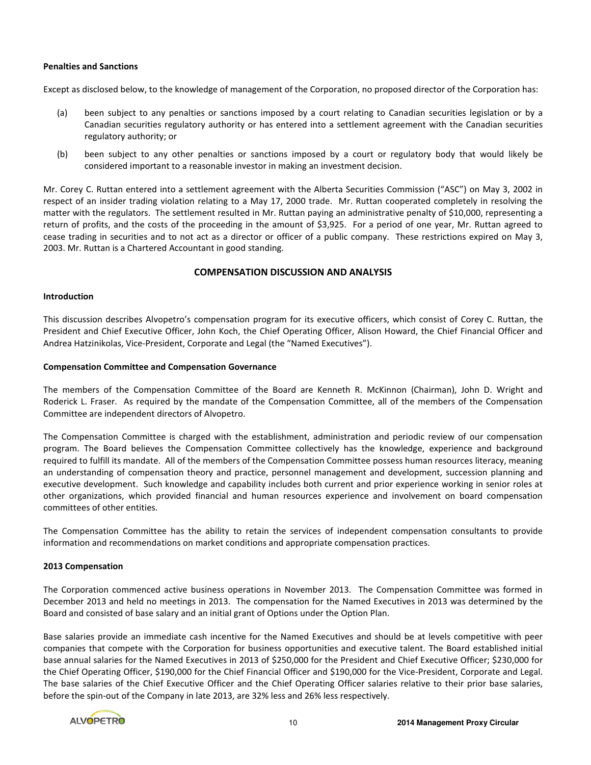**Penalties and Sanctions**

Except as disclosed below, to the knowledge of management of the Corporation, no proposed director of the Corporation has:

(a) been subject to any penalties or sanctions imposed by a court relating to Canadian securities legislation or by a Canadian securities regulatory authority or has entered into a settlement agreement with the Canadian securities regulatory authority; or

(b) been subject to any other penalties or sanctions imposed by a court or regulatory body that would likely be considered important to a reasonable investor in making an investment decision.

Mr. Corey C. Ruttan entered into a settlement agreement with the Alberta Securities Commission ("ASC") on May 3, 2002 in respect of an insider trading violation relating to a May 17, 2000 trade. Mr. Ruttan cooperated completely in resolving the matter with the regulators. The settlement resulted in Mr. Ruttan paying an administrative penalty of $10,000, representing a return of profits, and the costs of the proceeding in the amount of $3,925. For a period of one year, Mr. Ruttan agreed to cease trading in securities and to not act as a director or officer of a public company. These restrictions expired on May 3, 2003. Mr. Ruttan is a Chartered Accountant in good standing.

## COMPENSATION DISCUSSION AND ANALYSIS

**Introduction**

This discussion describes Alvopetro's compensation program for its executive officers, which consist of Corey C. Ruttan, the President and Chief Executive Officer, John Koch, the Chief Operating Officer, Alison Howard, the Chief Financial Officer and Andrea Hatzinikolas, Vice-President, Corporate and Legal (the "Named Executives").

**Compensation Committee and Compensation Governance**

The members of the Compensation Committee of the Board are Kenneth R. McKinnon (Chairman), John D. Wright and Roderick L. Fraser. As required by the mandate of the Compensation Committee, all of the members of the Compensation Committee are independent directors of Alvopetro.

The Compensation Committee is charged with the establishment, administration and periodic review of our compensation program. The Board believes the Compensation Committee collectively has the knowledge, experience and background required to fulfill its mandate. All of the members of the Compensation Committee possess human resources literacy, meaning an understanding of compensation theory and practice, personnel management and development, succession planning and executive development. Such knowledge and capability includes both current and prior experience working in senior roles at other organizations, which provided financial and human resources experience and involvement on board compensation committees of other entities.

The Compensation Committee has the ability to retain the services of independent compensation consultants to provide information and recommendations on market conditions and appropriate compensation practices.

**2013 Compensation**

The Corporation commenced active business operations in November 2013. The Compensation Committee was formed in December 2013 and held no meetings in 2013. The compensation for the Named Executives in 2013 was determined by the Board and consisted of base salary and an initial grant of Options under the Option Plan.

Base salaries provide an immediate cash incentive for the Named Executives and should be at levels competitive with peer companies that compete with the Corporation for business opportunities and executive talent. The Board established initial base annual salaries for the Named Executives in 2013 of $250,000 for the President and Chief Executive Officer; $230,000 for the Chief Operating Officer, $190,000 for the Chief Financial Officer and $190,000 for the Vice-President, Corporate and Legal. The base salaries of the Chief Executive Officer and the Chief Operating Officer salaries relative to their prior base salaries, before the spin-out of the Company in late 2013, are 32% less and 26% less respectively.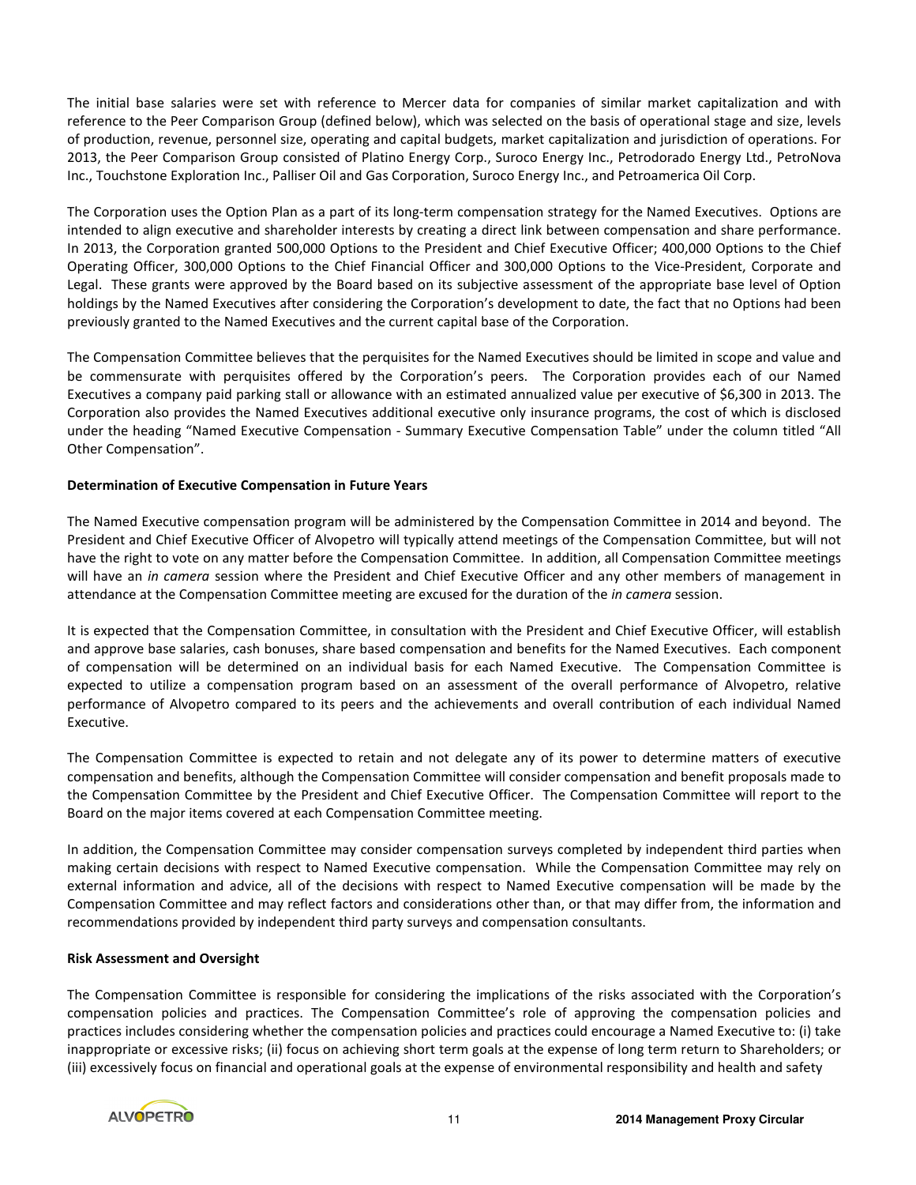The initial base salaries were set with reference to Mercer data for companies of similar market capitalization and with reference to the Peer Comparison Group (defined below), which was selected on the basis of operational stage and size, levels of production, revenue, personnel size, operating and capital budgets, market capitalization and jurisdiction of operations. For 2013, the Peer Comparison Group consisted of Platino Energy Corp., Suroco Energy Inc., Petrodorado Energy Ltd., PetroNova Inc., Touchstone Exploration Inc., Palliser Oil and Gas Corporation, Suroco Energy Inc., and Petroamerica Oil Corp.

The Corporation uses the Option Plan as a part of its long-term compensation strategy for the Named Executives. Options are intended to align executive and shareholder interests by creating a direct link between compensation and share performance. In 2013, the Corporation granted 500,000 Options to the President and Chief Executive Officer; 400,000 Options to the Chief Operating Officer, 300,000 Options to the Chief Financial Officer and 300,000 Options to the Vice-President, Corporate and Legal. These grants were approved by the Board based on its subjective assessment of the appropriate base level of Option holdings by the Named Executives after considering the Corporation's development to date, the fact that no Options had been previously granted to the Named Executives and the current capital base of the Corporation.

The Compensation Committee believes that the perquisites for the Named Executives should be limited in scope and value and be commensurate with perquisites offered by the Corporation's peers. The Corporation provides each of our Named Executives a company paid parking stall or allowance with an estimated annualized value per executive of $6,300 in 2013. The Corporation also provides the Named Executives additional executive only insurance programs, the cost of which is disclosed under the heading "Named Executive Compensation - Summary Executive Compensation Table" under the column titled "All Other Compensation".

**Determination of Executive Compensation in Future Years**

The Named Executive compensation program will be administered by the Compensation Committee in 2014 and beyond. The President and Chief Executive Officer of Alvopetro will typically attend meetings of the Compensation Committee, but will not have the right to vote on any matter before the Compensation Committee. In addition, all Compensation Committee meetings will have an *in camera* session where the President and Chief Executive Officer and any other members of management in attendance at the Compensation Committee meeting are excused for the duration of the *in camera* session.

It is expected that the Compensation Committee, in consultation with the President and Chief Executive Officer, will establish and approve base salaries, cash bonuses, share based compensation and benefits for the Named Executives. Each component of compensation will be determined on an individual basis for each Named Executive. The Compensation Committee is expected to utilize a compensation program based on an assessment of the overall performance of Alvopetro, relative performance of Alvopetro compared to its peers and the achievements and overall contribution of each individual Named Executive.

The Compensation Committee is expected to retain and not delegate any of its power to determine matters of executive compensation and benefits, although the Compensation Committee will consider compensation and benefit proposals made to the Compensation Committee by the President and Chief Executive Officer. The Compensation Committee will report to the Board on the major items covered at each Compensation Committee meeting.

In addition, the Compensation Committee may consider compensation surveys completed by independent third parties when making certain decisions with respect to Named Executive compensation. While the Compensation Committee may rely on external information and advice, all of the decisions with respect to Named Executive compensation will be made by the Compensation Committee and may reflect factors and considerations other than, or that may differ from, the information and recommendations provided by independent third party surveys and compensation consultants.

**Risk Assessment and Oversight**

The Compensation Committee is responsible for considering the implications of the risks associated with the Corporation's compensation policies and practices. The Compensation Committee's role of approving the compensation policies and practices includes considering whether the compensation policies and practices could encourage a Named Executive to: (i) take inappropriate or excessive risks; (ii) focus on achieving short term goals at the expense of long term return to Shareholders; or (iii) excessively focus on financial and operational goals at the expense of environmental responsibility and health and safety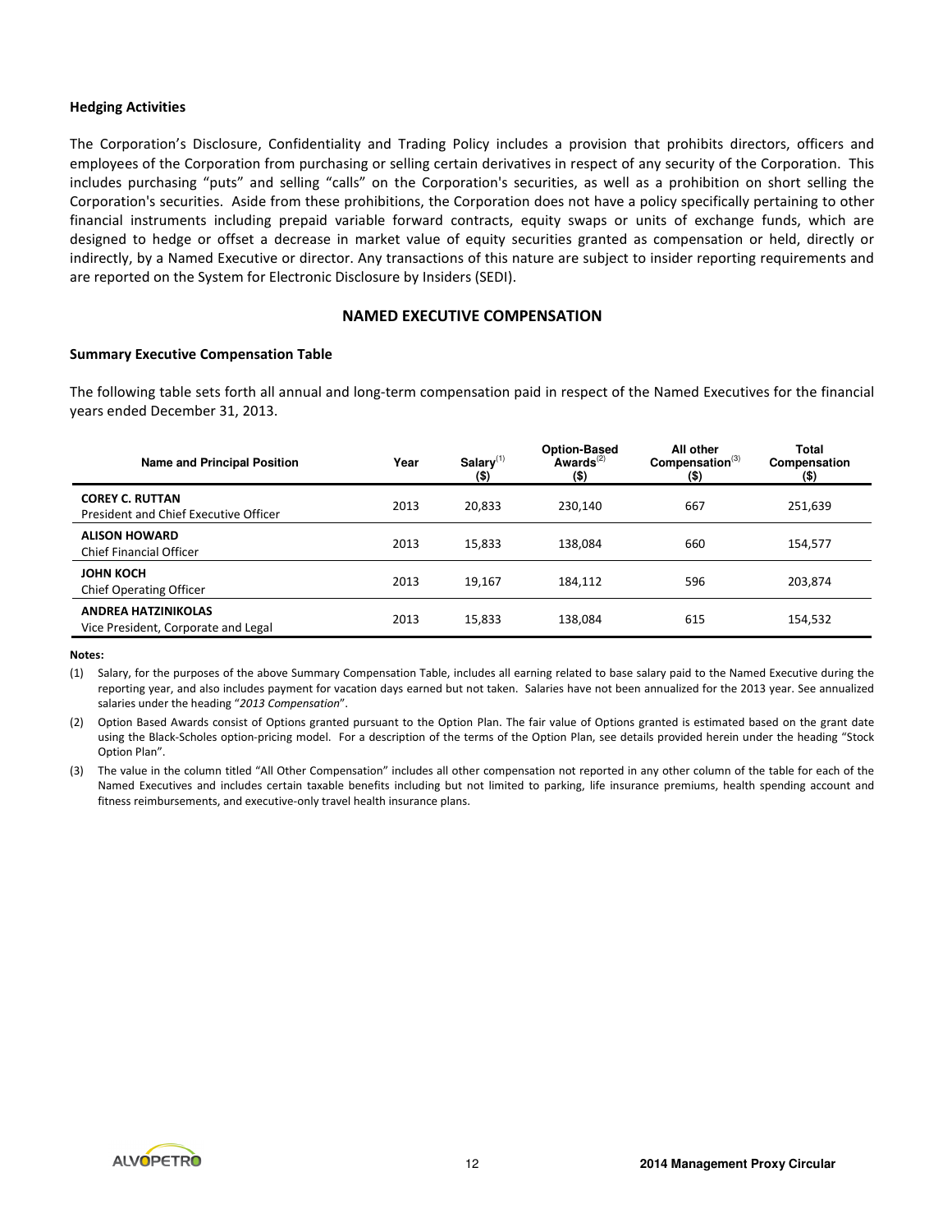### Hedging Activities

The Corporation's Disclosure, Confidentiality and Trading Policy includes a provision that prohibits directors, officers and employees of the Corporation from purchasing or selling certain derivatives in respect of any security of the Corporation. This includes purchasing "puts" and selling "calls" on the Corporation's securities, as well as a prohibition on short selling the Corporation's securities. Aside from these prohibitions, the Corporation does not have a policy specifically pertaining to other financial instruments including prepaid variable forward contracts, equity swaps or units of exchange funds, which are designed to hedge or offset a decrease in market value of equity securities granted as compensation or held, directly or indirectly, by a Named Executive or director. Any transactions of this nature are subject to insider reporting requirements and are reported on the System for Electronic Disclosure by Insiders (SEDI).

## NAMED EXECUTIVE COMPENSATION

### Summary Executive Compensation Table

The following table sets forth all annual and long-term compensation paid in respect of the Named Executives for the financial years ended December 31, 2013.

| Name and Principal Position | Year | Salary[(1)] ($) | Option-Based Awards[(2)] ($) | All other Compensation[(3)] ($) | Total Compensation ($) |
|---|---|---|---|---|---|
| **COREY C. RUTTAN**<br>President and Chief Executive Officer | 2013 | 20,833 | 230,140 | 667 | 251,639 |
| **ALISON HOWARD**<br>Chief Financial Officer | 2013 | 15,833 | 138,084 | 660 | 154,577 |
| **JOHN KOCH**<br>Chief Operating Officer | 2013 | 19,167 | 184,112 | 596 | 203,874 |
| **ANDREA HATZINIKOLAS**<br>Vice President, Corporate and Legal | 2013 | 15,833 | 138,084 | 615 | 154,532 |

**Notes:**

(1) Salary, for the purposes of the above Summary Compensation Table, includes all earning related to base salary paid to the Named Executive during the reporting year, and also includes payment for vacation days earned but not taken. Salaries have not been annualized for the 2013 year. See annualized salaries under the heading "*2013 Compensation*".

(2) Option Based Awards consist of Options granted pursuant to the Option Plan. The fair value of Options granted is estimated based on the grant date using the Black-Scholes option-pricing model. For a description of the terms of the Option Plan, see details provided herein under the heading "Stock Option Plan".

(3) The value in the column titled "All Other Compensation" includes all other compensation not reported in any other column of the table for each of the Named Executives and includes certain taxable benefits including but not limited to parking, life insurance premiums, health spending account and fitness reimbursements, and executive-only travel health insurance plans.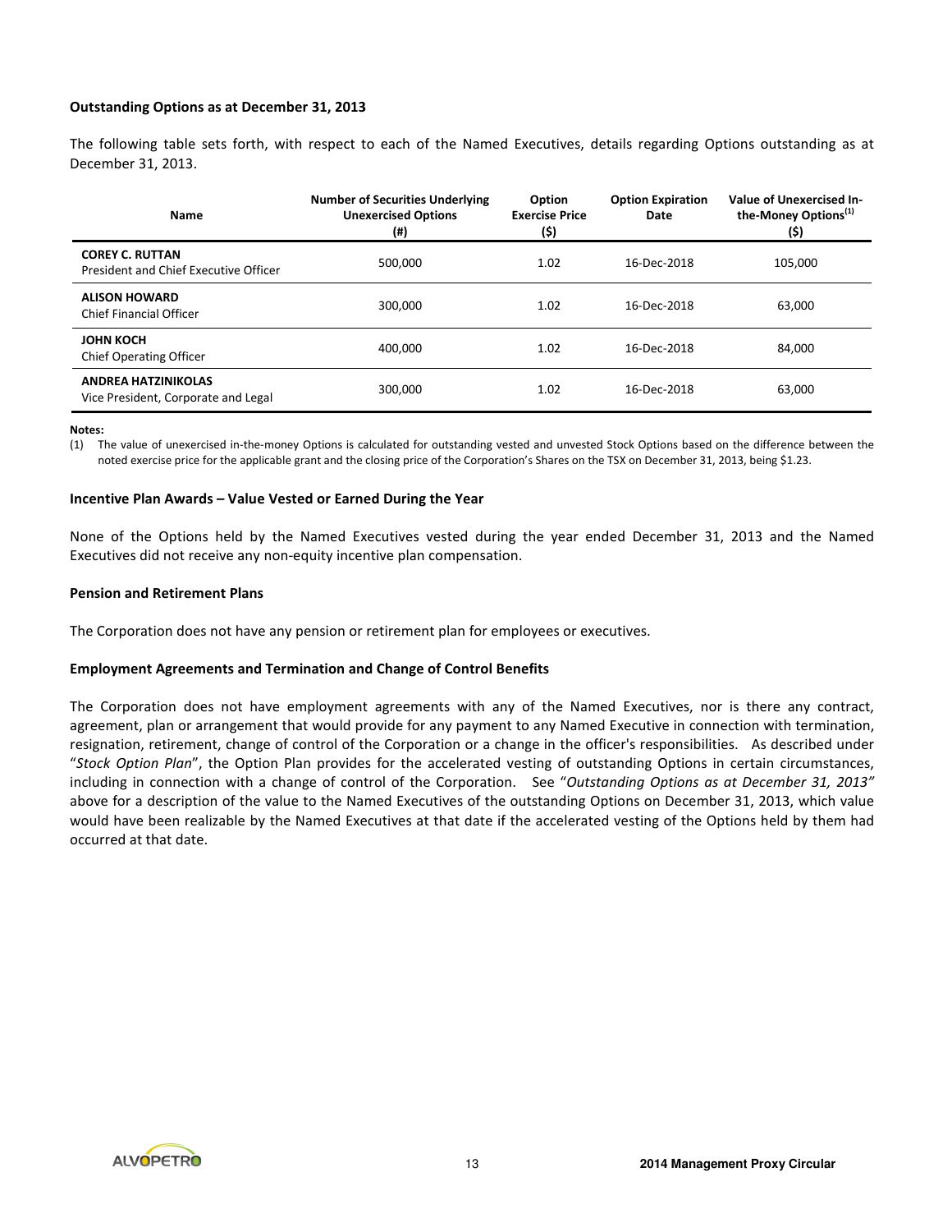### Outstanding Options as at December 31, 2013

The following table sets forth, with respect to each of the Named Executives, details regarding Options outstanding as at December 31, 2013.

| Name | Number of Securities Underlying Unexercised Options (#) | Option Exercise Price ($) | Option Expiration Date | Value of Unexercised In-the-Money Options[(1)] ($) |
|---|---|---|---|---|
| **COREY C. RUTTAN**<br>President and Chief Executive Officer | 500,000 | 1.02 | 16-Dec-2018 | 105,000 |
| **ALISON HOWARD**<br>Chief Financial Officer | 300,000 | 1.02 | 16-Dec-2018 | 63,000 |
| **JOHN KOCH**<br>Chief Operating Officer | 400,000 | 1.02 | 16-Dec-2018 | 84,000 |
| **ANDREA HATZINIKOLAS**<br>Vice President, Corporate and Legal | 300,000 | 1.02 | 16-Dec-2018 | 63,000 |

**Notes:**

(1) The value of unexercised in-the-money Options is calculated for outstanding vested and unvested Stock Options based on the difference between the noted exercise price for the applicable grant and the closing price of the Corporation's Shares on the TSX on December 31, 2013, being $1.23.

### Incentive Plan Awards – Value Vested or Earned During the Year

None of the Options held by the Named Executives vested during the year ended December 31, 2013 and the Named Executives did not receive any non-equity incentive plan compensation.

### Pension and Retirement Plans

The Corporation does not have any pension or retirement plan for employees or executives.

### Employment Agreements and Termination and Change of Control Benefits

The Corporation does not have employment agreements with any of the Named Executives, nor is there any contract, agreement, plan or arrangement that would provide for any payment to any Named Executive in connection with termination, resignation, retirement, change of control of the Corporation or a change in the officer's responsibilities. As described under "*Stock Option Plan*", the Option Plan provides for the accelerated vesting of outstanding Options in certain circumstances, including in connection with a change of control of the Corporation. See "*Outstanding Options as at December 31, 2013"* above for a description of the value to the Named Executives of the outstanding Options on December 31, 2013, which value would have been realizable by the Named Executives at that date if the accelerated vesting of the Options held by them had occurred at that date.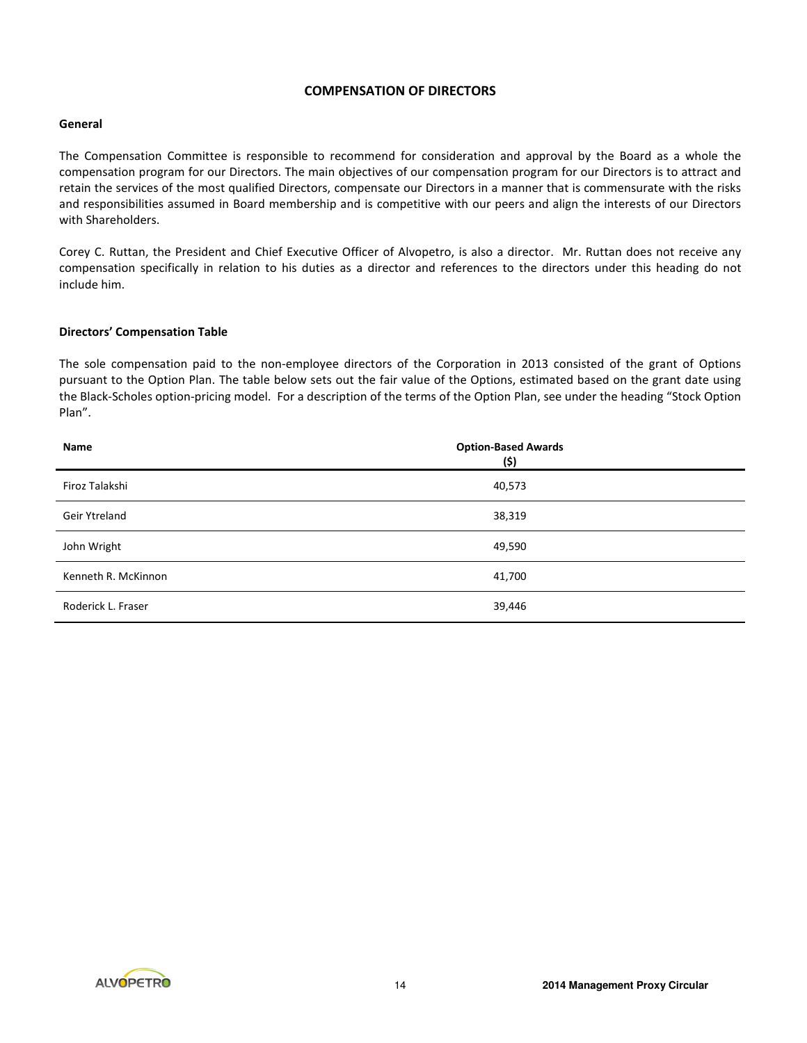## COMPENSATION OF DIRECTORS

### General

The Compensation Committee is responsible to recommend for consideration and approval by the Board as a whole the compensation program for our Directors. The main objectives of our compensation program for our Directors is to attract and retain the services of the most qualified Directors, compensate our Directors in a manner that is commensurate with the risks and responsibilities assumed in Board membership and is competitive with our peers and align the interests of our Directors with Shareholders.

Corey C. Ruttan, the President and Chief Executive Officer of Alvopetro, is also a director. Mr. Ruttan does not receive any compensation specifically in relation to his duties as a director and references to the directors under this heading do not include him.

### Directors' Compensation Table

The sole compensation paid to the non-employee directors of the Corporation in 2013 consisted of the grant of Options pursuant to the Option Plan. The table below sets out the fair value of the Options, estimated based on the grant date using the Black-Scholes option-pricing model. For a description of the terms of the Option Plan, see under the heading "Stock Option Plan".

| Name | Option-Based Awards ($) |
|---|---|
| Firoz Talakshi | 40,573 |
| Geir Ytreland | 38,319 |
| John Wright | 49,590 |
| Kenneth R. McKinnon | 41,700 |
| Roderick L. Fraser | 39,446 |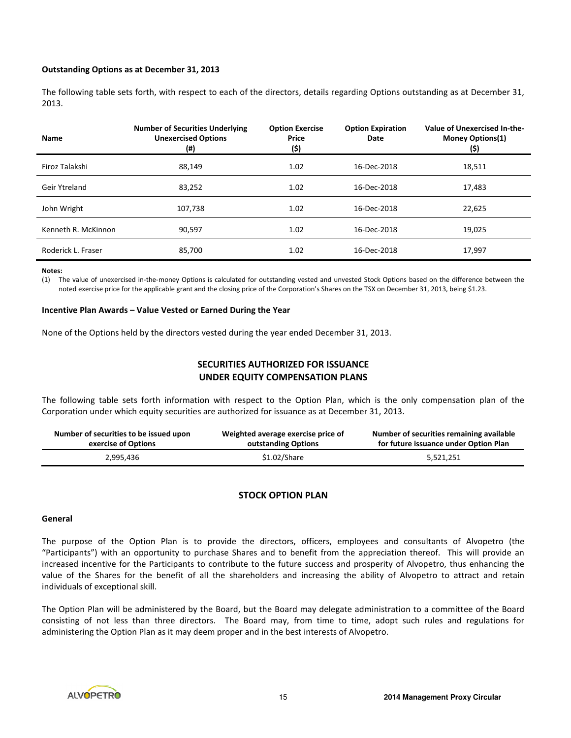**Outstanding Options as at December 31, 2013**

The following table sets forth, with respect to each of the directors, details regarding Options outstanding as at December 31, 2013.

| Name | Number of Securities Underlying Unexercised Options (#) | Option Exercise Price ($) | Option Expiration Date | Value of Unexercised In-the-Money Options(1) ($) |
|---|---|---|---|---|
| Firoz Talakshi | 88,149 | 1.02 | 16-Dec-2018 | 18,511 |
| Geir Ytreland | 83,252 | 1.02 | 16-Dec-2018 | 17,483 |
| John Wright | 107,738 | 1.02 | 16-Dec-2018 | 22,625 |
| Kenneth R. McKinnon | 90,597 | 1.02 | 16-Dec-2018 | 19,025 |
| Roderick L. Fraser | 85,700 | 1.02 | 16-Dec-2018 | 17,997 |

**Notes:**

(1) The value of unexercised in-the-money Options is calculated for outstanding vested and unvested Stock Options based on the difference between the noted exercise price for the applicable grant and the closing price of the Corporation's Shares on the TSX on December 31, 2013, being $1.23.

**Incentive Plan Awards – Value Vested or Earned During the Year**

None of the Options held by the directors vested during the year ended December 31, 2013.

## SECURITIES AUTHORIZED FOR ISSUANCE UNDER EQUITY COMPENSATION PLANS

The following table sets forth information with respect to the Option Plan, which is the only compensation plan of the Corporation under which equity securities are authorized for issuance as at December 31, 2013.

| Number of securities to be issued upon exercise of Options | Weighted average exercise price of outstanding Options | Number of securities remaining available for future issuance under Option Plan |
|---|---|---|
| 2,995,436 | $1.02/Share | 5,521,251 |

## STOCK OPTION PLAN

**General**

The purpose of the Option Plan is to provide the directors, officers, employees and consultants of Alvopetro (the "Participants") with an opportunity to purchase Shares and to benefit from the appreciation thereof. This will provide an increased incentive for the Participants to contribute to the future success and prosperity of Alvopetro, thus enhancing the value of the Shares for the benefit of all the shareholders and increasing the ability of Alvopetro to attract and retain individuals of exceptional skill.

The Option Plan will be administered by the Board, but the Board may delegate administration to a committee of the Board consisting of not less than three directors. The Board may, from time to time, adopt such rules and regulations for administering the Option Plan as it may deem proper and in the best interests of Alvopetro.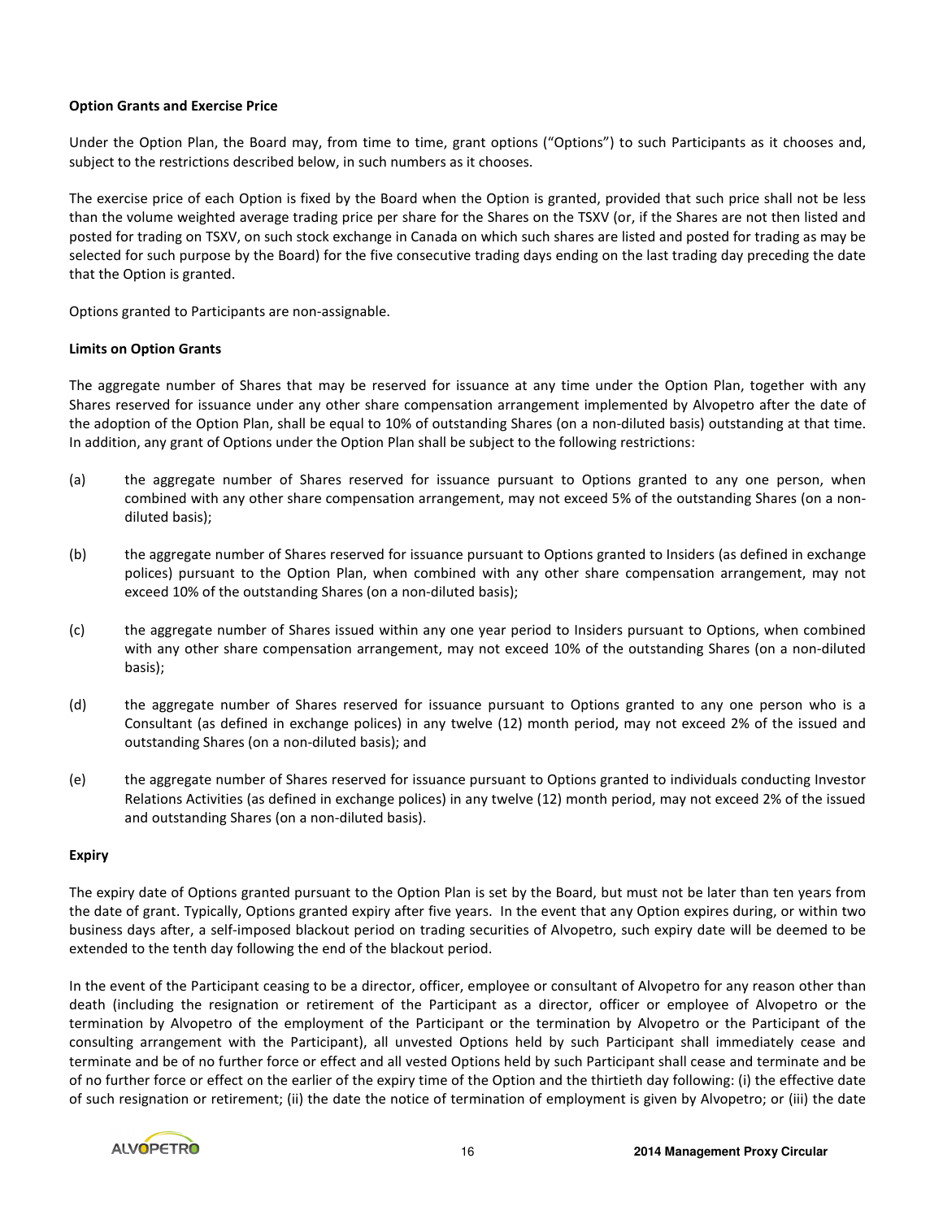**Option Grants and Exercise Price**

Under the Option Plan, the Board may, from time to time, grant options ("Options") to such Participants as it chooses and, subject to the restrictions described below, in such numbers as it chooses.

The exercise price of each Option is fixed by the Board when the Option is granted, provided that such price shall not be less than the volume weighted average trading price per share for the Shares on the TSXV (or, if the Shares are not then listed and posted for trading on TSXV, on such stock exchange in Canada on which such shares are listed and posted for trading as may be selected for such purpose by the Board) for the five consecutive trading days ending on the last trading day preceding the date that the Option is granted.

Options granted to Participants are non-assignable.

**Limits on Option Grants**

The aggregate number of Shares that may be reserved for issuance at any time under the Option Plan, together with any Shares reserved for issuance under any other share compensation arrangement implemented by Alvopetro after the date of the adoption of the Option Plan, shall be equal to 10% of outstanding Shares (on a non-diluted basis) outstanding at that time. In addition, any grant of Options under the Option Plan shall be subject to the following restrictions:

(a) the aggregate number of Shares reserved for issuance pursuant to Options granted to any one person, when combined with any other share compensation arrangement, may not exceed 5% of the outstanding Shares (on a non-diluted basis);

(b) the aggregate number of Shares reserved for issuance pursuant to Options granted to Insiders (as defined in exchange polices) pursuant to the Option Plan, when combined with any other share compensation arrangement, may not exceed 10% of the outstanding Shares (on a non-diluted basis);

(c) the aggregate number of Shares issued within any one year period to Insiders pursuant to Options, when combined with any other share compensation arrangement, may not exceed 10% of the outstanding Shares (on a non-diluted basis);

(d) the aggregate number of Shares reserved for issuance pursuant to Options granted to any one person who is a Consultant (as defined in exchange polices) in any twelve (12) month period, may not exceed 2% of the issued and outstanding Shares (on a non-diluted basis); and

(e) the aggregate number of Shares reserved for issuance pursuant to Options granted to individuals conducting Investor Relations Activities (as defined in exchange polices) in any twelve (12) month period, may not exceed 2% of the issued and outstanding Shares (on a non-diluted basis).

**Expiry**

The expiry date of Options granted pursuant to the Option Plan is set by the Board, but must not be later than ten years from the date of grant. Typically, Options granted expiry after five years. In the event that any Option expires during, or within two business days after, a self-imposed blackout period on trading securities of Alvopetro, such expiry date will be deemed to be extended to the tenth day following the end of the blackout period.

In the event of the Participant ceasing to be a director, officer, employee or consultant of Alvopetro for any reason other than death (including the resignation or retirement of the Participant as a director, officer or employee of Alvopetro or the termination by Alvopetro of the employment of the Participant or the termination by Alvopetro or the Participant of the consulting arrangement with the Participant), all unvested Options held by such Participant shall immediately cease and terminate and be of no further force or effect and all vested Options held by such Participant shall cease and terminate and be of no further force or effect on the earlier of the expiry time of the Option and the thirtieth day following: (i) the effective date of such resignation or retirement; (ii) the date the notice of termination of employment is given by Alvopetro; or (iii) the date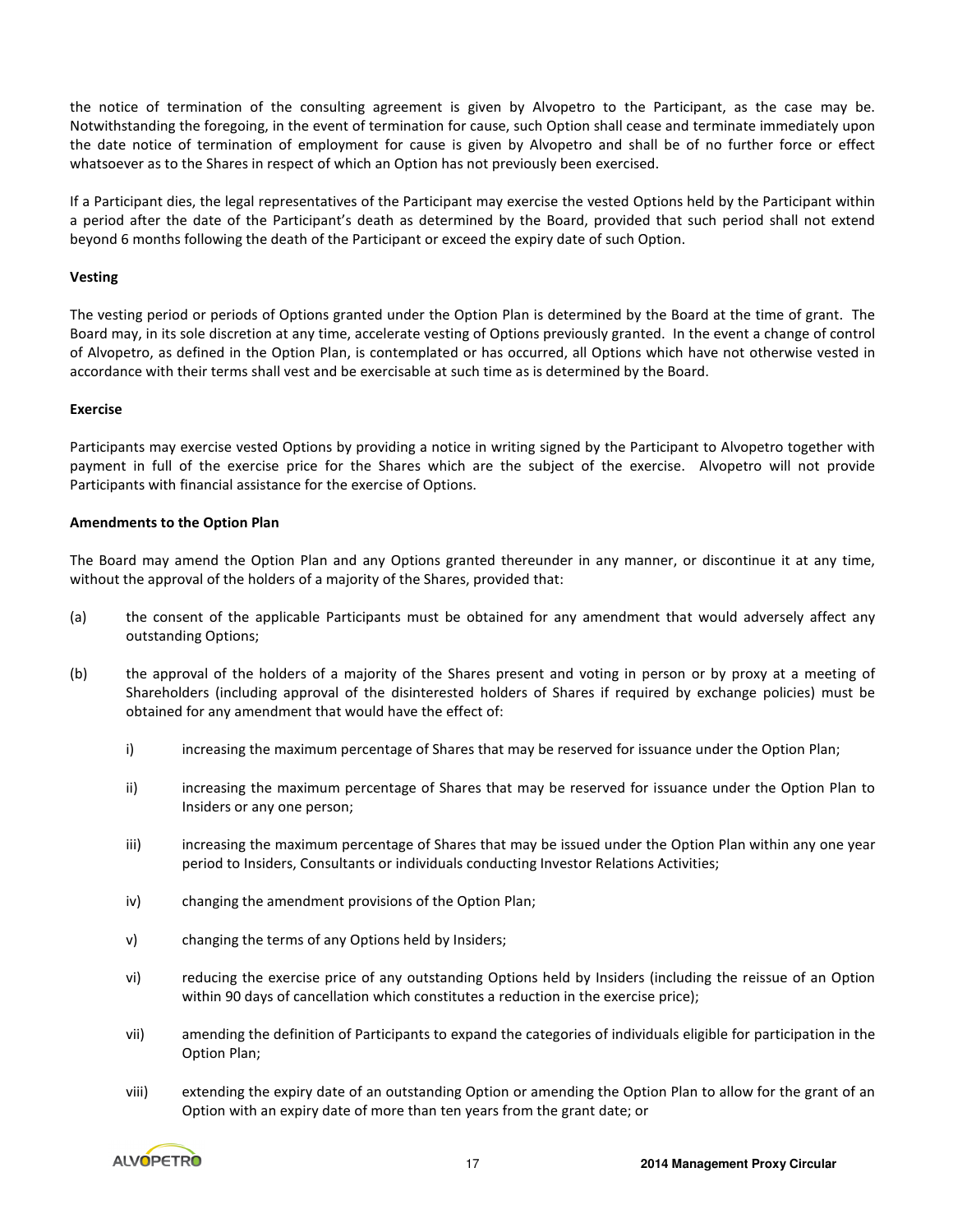the notice of termination of the consulting agreement is given by Alvopetro to the Participant, as the case may be. Notwithstanding the foregoing, in the event of termination for cause, such Option shall cease and terminate immediately upon the date notice of termination of employment for cause is given by Alvopetro and shall be of no further force or effect whatsoever as to the Shares in respect of which an Option has not previously been exercised.

If a Participant dies, the legal representatives of the Participant may exercise the vested Options held by the Participant within a period after the date of the Participant's death as determined by the Board, provided that such period shall not extend beyond 6 months following the death of the Participant or exceed the expiry date of such Option.

**Vesting**

The vesting period or periods of Options granted under the Option Plan is determined by the Board at the time of grant. The Board may, in its sole discretion at any time, accelerate vesting of Options previously granted. In the event a change of control of Alvopetro, as defined in the Option Plan, is contemplated or has occurred, all Options which have not otherwise vested in accordance with their terms shall vest and be exercisable at such time as is determined by the Board.

**Exercise**

Participants may exercise vested Options by providing a notice in writing signed by the Participant to Alvopetro together with payment in full of the exercise price for the Shares which are the subject of the exercise. Alvopetro will not provide Participants with financial assistance for the exercise of Options.

**Amendments to the Option Plan**

The Board may amend the Option Plan and any Options granted thereunder in any manner, or discontinue it at any time, without the approval of the holders of a majority of the Shares, provided that:

(a) the consent of the applicable Participants must be obtained for any amendment that would adversely affect any outstanding Options;

(b) the approval of the holders of a majority of the Shares present and voting in person or by proxy at a meeting of Shareholders (including approval of the disinterested holders of Shares if required by exchange policies) must be obtained for any amendment that would have the effect of:

   i) increasing the maximum percentage of Shares that may be reserved for issuance under the Option Plan;

   ii) increasing the maximum percentage of Shares that may be reserved for issuance under the Option Plan to Insiders or any one person;

   iii) increasing the maximum percentage of Shares that may be issued under the Option Plan within any one year period to Insiders, Consultants or individuals conducting Investor Relations Activities;

   iv) changing the amendment provisions of the Option Plan;

   v) changing the terms of any Options held by Insiders;

   vi) reducing the exercise price of any outstanding Options held by Insiders (including the reissue of an Option within 90 days of cancellation which constitutes a reduction in the exercise price);

   vii) amending the definition of Participants to expand the categories of individuals eligible for participation in the Option Plan;

   viii) extending the expiry date of an outstanding Option or amending the Option Plan to allow for the grant of an Option with an expiry date of more than ten years from the grant date; or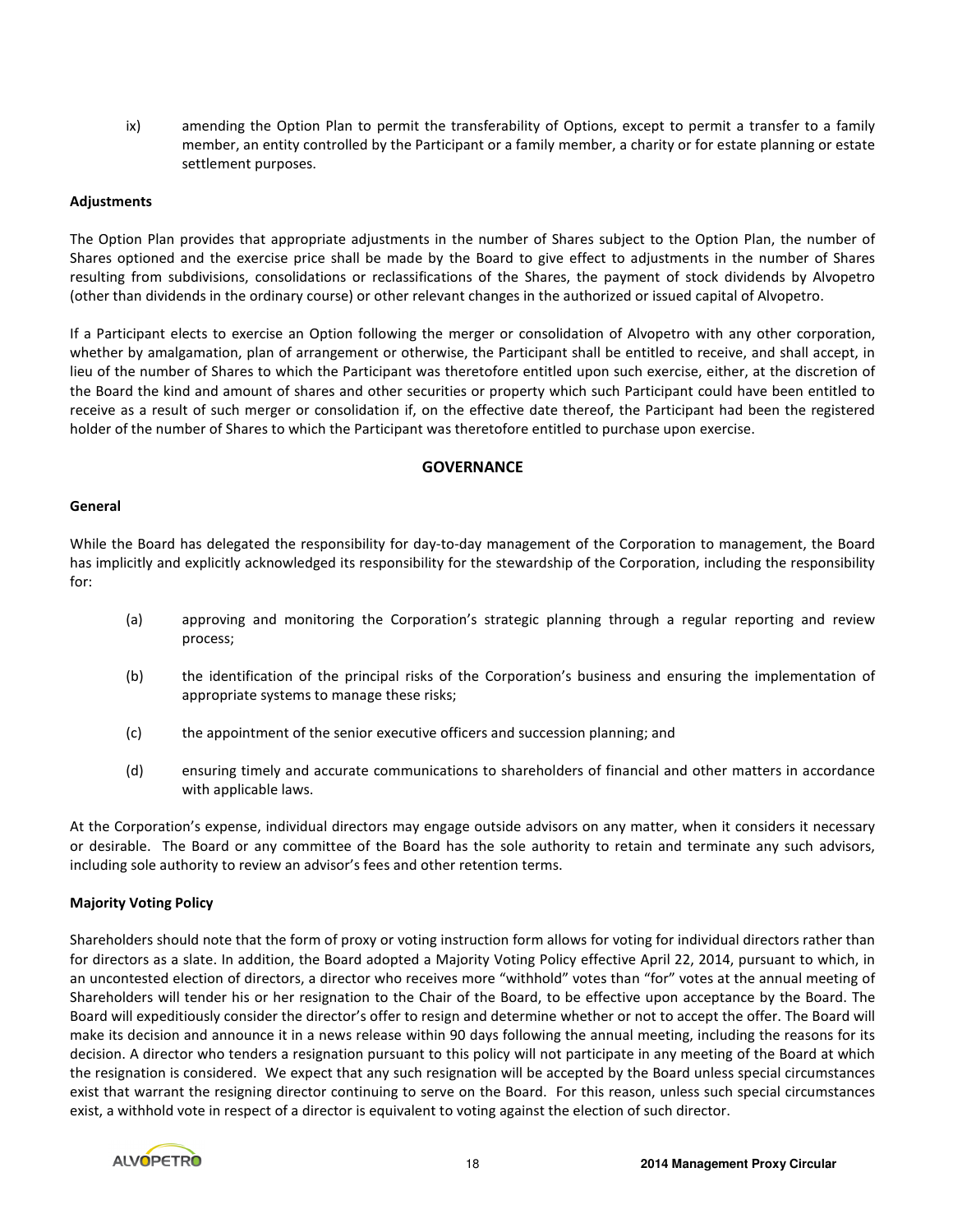ix) amending the Option Plan to permit the transferability of Options, except to permit a transfer to a family member, an entity controlled by the Participant or a family member, a charity or for estate planning or estate settlement purposes.

**Adjustments**

The Option Plan provides that appropriate adjustments in the number of Shares subject to the Option Plan, the number of Shares optioned and the exercise price shall be made by the Board to give effect to adjustments in the number of Shares resulting from subdivisions, consolidations or reclassifications of the Shares, the payment of stock dividends by Alvopetro (other than dividends in the ordinary course) or other relevant changes in the authorized or issued capital of Alvopetro.

If a Participant elects to exercise an Option following the merger or consolidation of Alvopetro with any other corporation, whether by amalgamation, plan of arrangement or otherwise, the Participant shall be entitled to receive, and shall accept, in lieu of the number of Shares to which the Participant was theretofore entitled upon such exercise, either, at the discretion of the Board the kind and amount of shares and other securities or property which such Participant could have been entitled to receive as a result of such merger or consolidation if, on the effective date thereof, the Participant had been the registered holder of the number of Shares to which the Participant was theretofore entitled to purchase upon exercise.

## GOVERNANCE

**General**

While the Board has delegated the responsibility for day-to-day management of the Corporation to management, the Board has implicitly and explicitly acknowledged its responsibility for the stewardship of the Corporation, including the responsibility for:

(a) approving and monitoring the Corporation's strategic planning through a regular reporting and review process;

(b) the identification of the principal risks of the Corporation's business and ensuring the implementation of appropriate systems to manage these risks;

(c) the appointment of the senior executive officers and succession planning; and

(d) ensuring timely and accurate communications to shareholders of financial and other matters in accordance with applicable laws.

At the Corporation's expense, individual directors may engage outside advisors on any matter, when it considers it necessary or desirable. The Board or any committee of the Board has the sole authority to retain and terminate any such advisors, including sole authority to review an advisor's fees and other retention terms.

**Majority Voting Policy**

Shareholders should note that the form of proxy or voting instruction form allows for voting for individual directors rather than for directors as a slate. In addition, the Board adopted a Majority Voting Policy effective April 22, 2014, pursuant to which, in an uncontested election of directors, a director who receives more "withhold" votes than "for" votes at the annual meeting of Shareholders will tender his or her resignation to the Chair of the Board, to be effective upon acceptance by the Board. The Board will expeditiously consider the director's offer to resign and determine whether or not to accept the offer. The Board will make its decision and announce it in a news release within 90 days following the annual meeting, including the reasons for its decision. A director who tenders a resignation pursuant to this policy will not participate in any meeting of the Board at which the resignation is considered. We expect that any such resignation will be accepted by the Board unless special circumstances exist that warrant the resigning director continuing to serve on the Board. For this reason, unless such special circumstances exist, a withhold vote in respect of a director is equivalent to voting against the election of such director.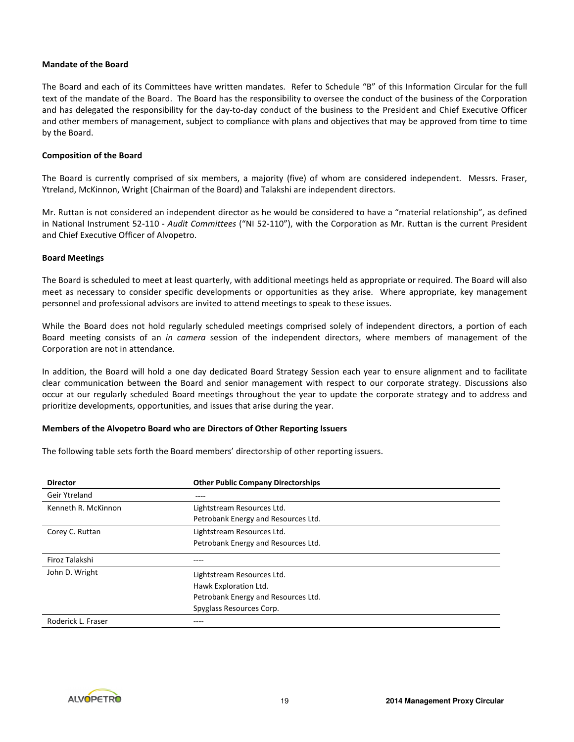**Mandate of the Board**

The Board and each of its Committees have written mandates. Refer to Schedule "B" of this Information Circular for the full text of the mandate of the Board. The Board has the responsibility to oversee the conduct of the business of the Corporation and has delegated the responsibility for the day-to-day conduct of the business to the President and Chief Executive Officer and other members of management, subject to compliance with plans and objectives that may be approved from time to time by the Board.

**Composition of the Board**

The Board is currently comprised of six members, a majority (five) of whom are considered independent. Messrs. Fraser, Ytreland, McKinnon, Wright (Chairman of the Board) and Talakshi are independent directors.

Mr. Ruttan is not considered an independent director as he would be considered to have a "material relationship", as defined in National Instrument 52-110 - *Audit Committees* ("NI 52-110"), with the Corporation as Mr. Ruttan is the current President and Chief Executive Officer of Alvopetro.

**Board Meetings**

The Board is scheduled to meet at least quarterly, with additional meetings held as appropriate or required. The Board will also meet as necessary to consider specific developments or opportunities as they arise. Where appropriate, key management personnel and professional advisors are invited to attend meetings to speak to these issues.

While the Board does not hold regularly scheduled meetings comprised solely of independent directors, a portion of each Board meeting consists of an *in camera* session of the independent directors, where members of management of the Corporation are not in attendance.

In addition, the Board will hold a one day dedicated Board Strategy Session each year to ensure alignment and to facilitate clear communication between the Board and senior management with respect to our corporate strategy. Discussions also occur at our regularly scheduled Board meetings throughout the year to update the corporate strategy and to address and prioritize developments, opportunities, and issues that arise during the year.

**Members of the Alvopetro Board who are Directors of Other Reporting Issuers**

The following table sets forth the Board members' directorship of other reporting issuers.

| Director | Other Public Company Directorships |
|---|---|
| Geir Ytreland | ---- |
| Kenneth R. McKinnon | Lightstream Resources Ltd.<br>Petrobank Energy and Resources Ltd. |
| Corey C. Ruttan | Lightstream Resources Ltd.<br>Petrobank Energy and Resources Ltd. |
| Firoz Talakshi | ---- |
| John D. Wright | Lightstream Resources Ltd.<br>Hawk Exploration Ltd.<br>Petrobank Energy and Resources Ltd.<br>Spyglass Resources Corp. |
| Roderick L. Fraser | ---- |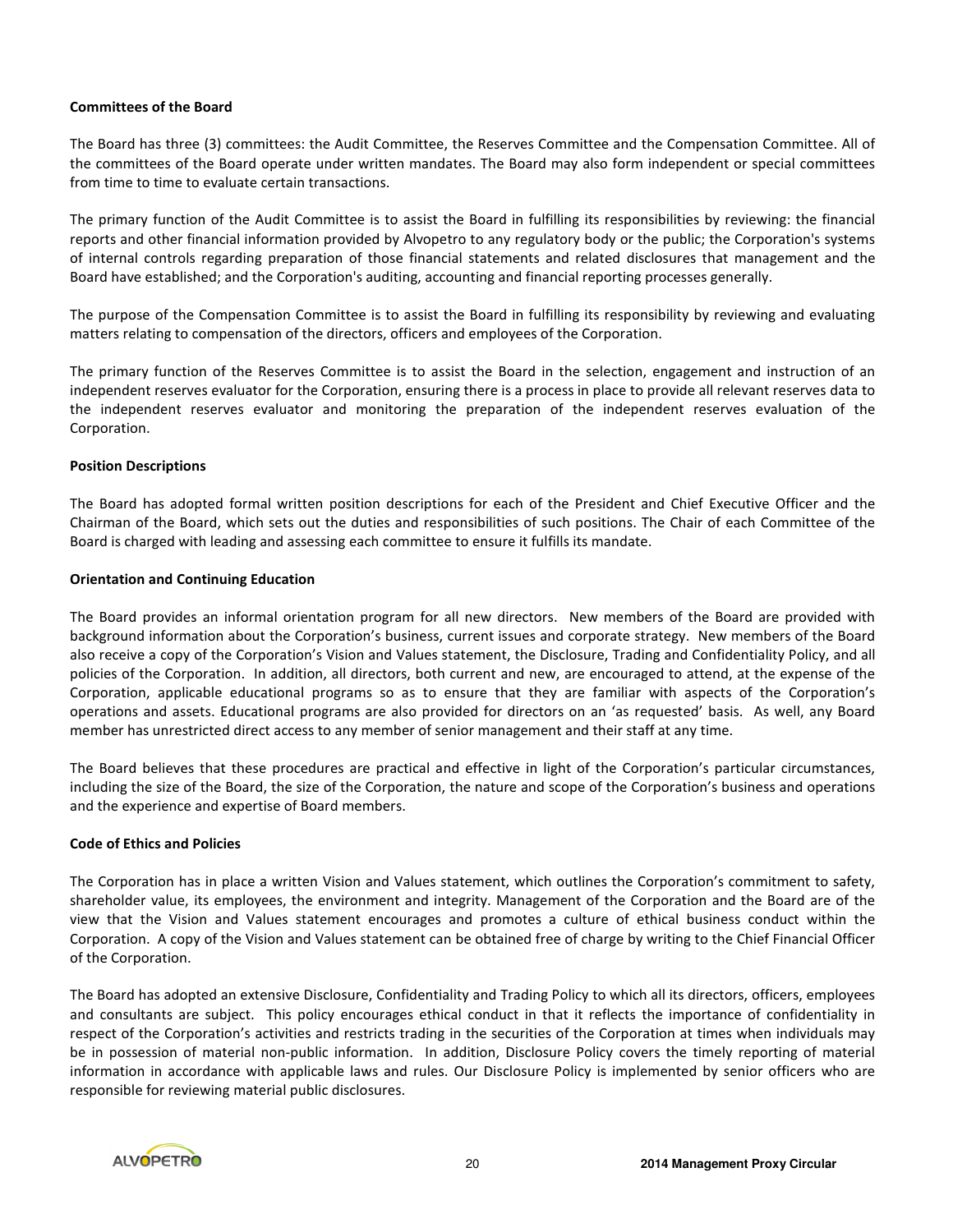**Committees of the Board**

The Board has three (3) committees: the Audit Committee, the Reserves Committee and the Compensation Committee. All of the committees of the Board operate under written mandates. The Board may also form independent or special committees from time to time to evaluate certain transactions.

The primary function of the Audit Committee is to assist the Board in fulfilling its responsibilities by reviewing: the financial reports and other financial information provided by Alvopetro to any regulatory body or the public; the Corporation's systems of internal controls regarding preparation of those financial statements and related disclosures that management and the Board have established; and the Corporation's auditing, accounting and financial reporting processes generally.

The purpose of the Compensation Committee is to assist the Board in fulfilling its responsibility by reviewing and evaluating matters relating to compensation of the directors, officers and employees of the Corporation.

The primary function of the Reserves Committee is to assist the Board in the selection, engagement and instruction of an independent reserves evaluator for the Corporation, ensuring there is a process in place to provide all relevant reserves data to the independent reserves evaluator and monitoring the preparation of the independent reserves evaluation of the Corporation.

**Position Descriptions**

The Board has adopted formal written position descriptions for each of the President and Chief Executive Officer and the Chairman of the Board, which sets out the duties and responsibilities of such positions. The Chair of each Committee of the Board is charged with leading and assessing each committee to ensure it fulfills its mandate.

**Orientation and Continuing Education**

The Board provides an informal orientation program for all new directors. New members of the Board are provided with background information about the Corporation's business, current issues and corporate strategy. New members of the Board also receive a copy of the Corporation's Vision and Values statement, the Disclosure, Trading and Confidentiality Policy, and all policies of the Corporation. In addition, all directors, both current and new, are encouraged to attend, at the expense of the Corporation, applicable educational programs so as to ensure that they are familiar with aspects of the Corporation's operations and assets. Educational programs are also provided for directors on an 'as requested' basis. As well, any Board member has unrestricted direct access to any member of senior management and their staff at any time.

The Board believes that these procedures are practical and effective in light of the Corporation's particular circumstances, including the size of the Board, the size of the Corporation, the nature and scope of the Corporation's business and operations and the experience and expertise of Board members.

**Code of Ethics and Policies**

The Corporation has in place a written Vision and Values statement, which outlines the Corporation's commitment to safety, shareholder value, its employees, the environment and integrity. Management of the Corporation and the Board are of the view that the Vision and Values statement encourages and promotes a culture of ethical business conduct within the Corporation. A copy of the Vision and Values statement can be obtained free of charge by writing to the Chief Financial Officer of the Corporation.

The Board has adopted an extensive Disclosure, Confidentiality and Trading Policy to which all its directors, officers, employees and consultants are subject. This policy encourages ethical conduct in that it reflects the importance of confidentiality in respect of the Corporation's activities and restricts trading in the securities of the Corporation at times when individuals may be in possession of material non-public information. In addition, Disclosure Policy covers the timely reporting of material information in accordance with applicable laws and rules. Our Disclosure Policy is implemented by senior officers who are responsible for reviewing material public disclosures.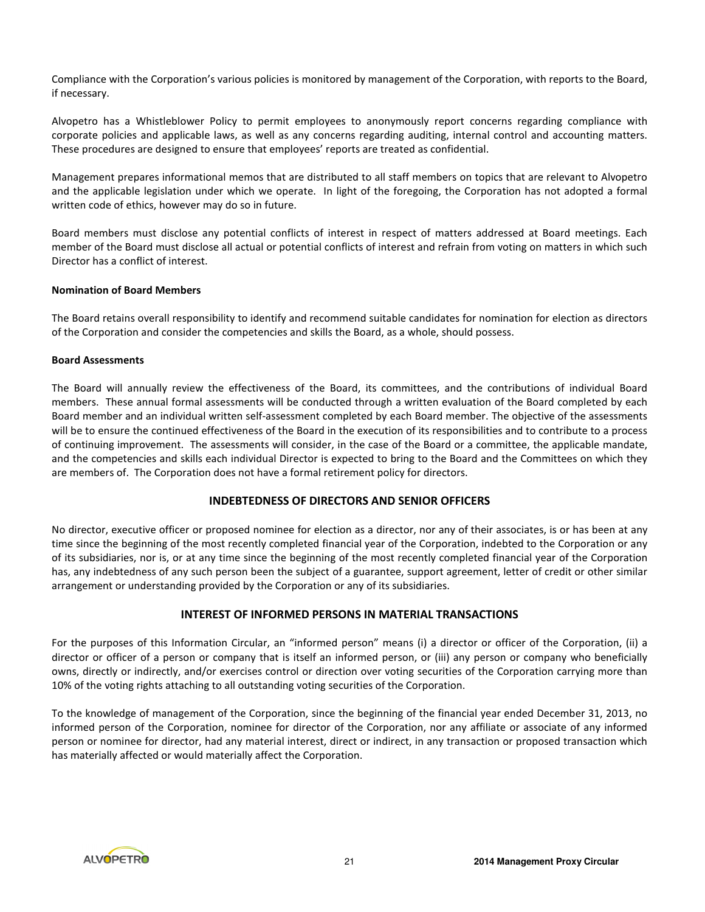Compliance with the Corporation's various policies is monitored by management of the Corporation, with reports to the Board, if necessary.

Alvopetro has a Whistleblower Policy to permit employees to anonymously report concerns regarding compliance with corporate policies and applicable laws, as well as any concerns regarding auditing, internal control and accounting matters. These procedures are designed to ensure that employees' reports are treated as confidential.

Management prepares informational memos that are distributed to all staff members on topics that are relevant to Alvopetro and the applicable legislation under which we operate. In light of the foregoing, the Corporation has not adopted a formal written code of ethics, however may do so in future.

Board members must disclose any potential conflicts of interest in respect of matters addressed at Board meetings. Each member of the Board must disclose all actual or potential conflicts of interest and refrain from voting on matters in which such Director has a conflict of interest.

**Nomination of Board Members**

The Board retains overall responsibility to identify and recommend suitable candidates for nomination for election as directors of the Corporation and consider the competencies and skills the Board, as a whole, should possess.

**Board Assessments**

The Board will annually review the effectiveness of the Board, its committees, and the contributions of individual Board members. These annual formal assessments will be conducted through a written evaluation of the Board completed by each Board member and an individual written self-assessment completed by each Board member. The objective of the assessments will be to ensure the continued effectiveness of the Board in the execution of its responsibilities and to contribute to a process of continuing improvement. The assessments will consider, in the case of the Board or a committee, the applicable mandate, and the competencies and skills each individual Director is expected to bring to the Board and the Committees on which they are members of. The Corporation does not have a formal retirement policy for directors.

## INDEBTEDNESS OF DIRECTORS AND SENIOR OFFICERS

No director, executive officer or proposed nominee for election as a director, nor any of their associates, is or has been at any time since the beginning of the most recently completed financial year of the Corporation, indebted to the Corporation or any of its subsidiaries, nor is, or at any time since the beginning of the most recently completed financial year of the Corporation has, any indebtedness of any such person been the subject of a guarantee, support agreement, letter of credit or other similar arrangement or understanding provided by the Corporation or any of its subsidiaries.

## INTEREST OF INFORMED PERSONS IN MATERIAL TRANSACTIONS

For the purposes of this Information Circular, an "informed person" means (i) a director or officer of the Corporation, (ii) a director or officer of a person or company that is itself an informed person, or (iii) any person or company who beneficially owns, directly or indirectly, and/or exercises control or direction over voting securities of the Corporation carrying more than 10% of the voting rights attaching to all outstanding voting securities of the Corporation.

To the knowledge of management of the Corporation, since the beginning of the financial year ended December 31, 2013, no informed person of the Corporation, nominee for director of the Corporation, nor any affiliate or associate of any informed person or nominee for director, had any material interest, direct or indirect, in any transaction or proposed transaction which has materially affected or would materially affect the Corporation.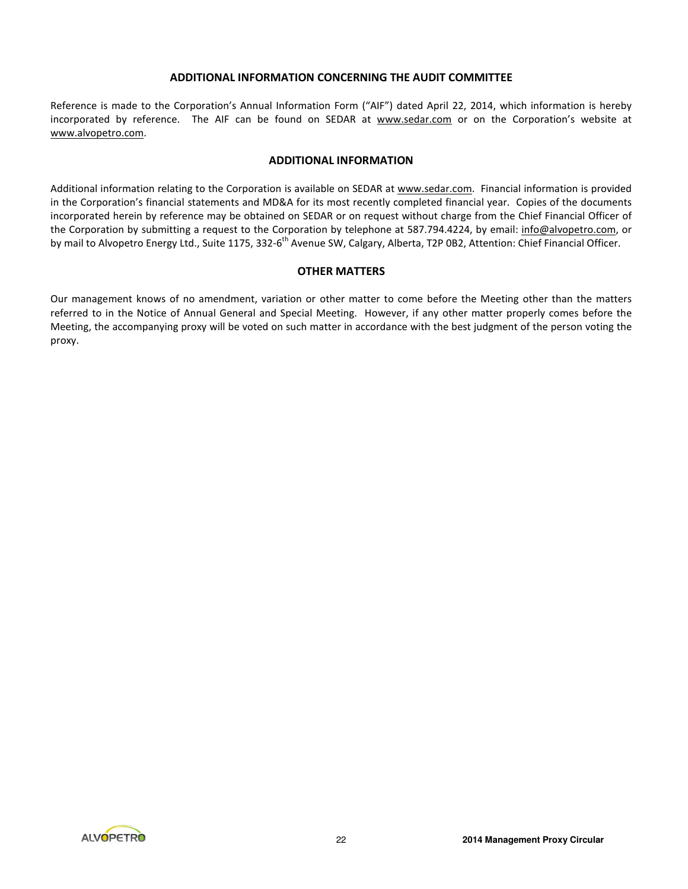## ADDITIONAL INFORMATION CONCERNING THE AUDIT COMMITTEE

Reference is made to the Corporation's Annual Information Form ("AIF") dated April 22, 2014, which information is hereby incorporated by reference. The AIF can be found on SEDAR at www.sedar.com or on the Corporation's website at www.alvopetro.com.

## ADDITIONAL INFORMATION

Additional information relating to the Corporation is available on SEDAR at www.sedar.com. Financial information is provided in the Corporation's financial statements and MD&A for its most recently completed financial year. Copies of the documents incorporated herein by reference may be obtained on SEDAR or on request without charge from the Chief Financial Officer of the Corporation by submitting a request to the Corporation by telephone at 587.794.4224, by email: info@alvopetro.com, or by mail to Alvopetro Energy Ltd., Suite 1175, 332-6th Avenue SW, Calgary, Alberta, T2P 0B2, Attention: Chief Financial Officer.

## OTHER MATTERS

Our management knows of no amendment, variation or other matter to come before the Meeting other than the matters referred to in the Notice of Annual General and Special Meeting. However, if any other matter properly comes before the Meeting, the accompanying proxy will be voted on such matter in accordance with the best judgment of the person voting the proxy.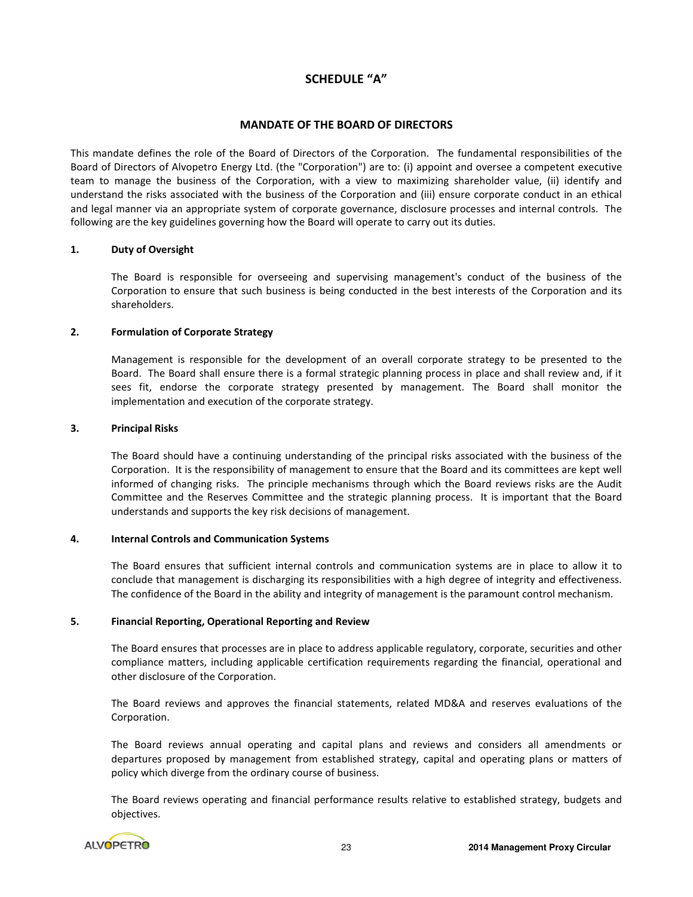# SCHEDULE "A"

## MANDATE OF THE BOARD OF DIRECTORS

This mandate defines the role of the Board of Directors of the Corporation. The fundamental responsibilities of the Board of Directors of Alvopetro Energy Ltd. (the "Corporation") are to: (i) appoint and oversee a competent executive team to manage the business of the Corporation, with a view to maximizing shareholder value, (ii) identify and understand the risks associated with the business of the Corporation and (iii) ensure corporate conduct in an ethical and legal manner via an appropriate system of corporate governance, disclosure processes and internal controls. The following are the key guidelines governing how the Board will operate to carry out its duties.

### 1. Duty of Oversight

The Board is responsible for overseeing and supervising management's conduct of the business of the Corporation to ensure that such business is being conducted in the best interests of the Corporation and its shareholders.

### 2. Formulation of Corporate Strategy

Management is responsible for the development of an overall corporate strategy to be presented to the Board. The Board shall ensure there is a formal strategic planning process in place and shall review and, if it sees fit, endorse the corporate strategy presented by management. The Board shall monitor the implementation and execution of the corporate strategy.

### 3. Principal Risks

The Board should have a continuing understanding of the principal risks associated with the business of the Corporation. It is the responsibility of management to ensure that the Board and its committees are kept well informed of changing risks. The principle mechanisms through which the Board reviews risks are the Audit Committee and the Reserves Committee and the strategic planning process. It is important that the Board understands and supports the key risk decisions of management.

### 4. Internal Controls and Communication Systems

The Board ensures that sufficient internal controls and communication systems are in place to allow it to conclude that management is discharging its responsibilities with a high degree of integrity and effectiveness. The confidence of the Board in the ability and integrity of management is the paramount control mechanism.

### 5. Financial Reporting, Operational Reporting and Review

The Board ensures that processes are in place to address applicable regulatory, corporate, securities and other compliance matters, including applicable certification requirements regarding the financial, operational and other disclosure of the Corporation.

The Board reviews and approves the financial statements, related MD&A and reserves evaluations of the Corporation.

The Board reviews annual operating and capital plans and reviews and considers all amendments or departures proposed by management from established strategy, capital and operating plans or matters of policy which diverge from the ordinary course of business.

The Board reviews operating and financial performance results relative to established strategy, budgets and objectives.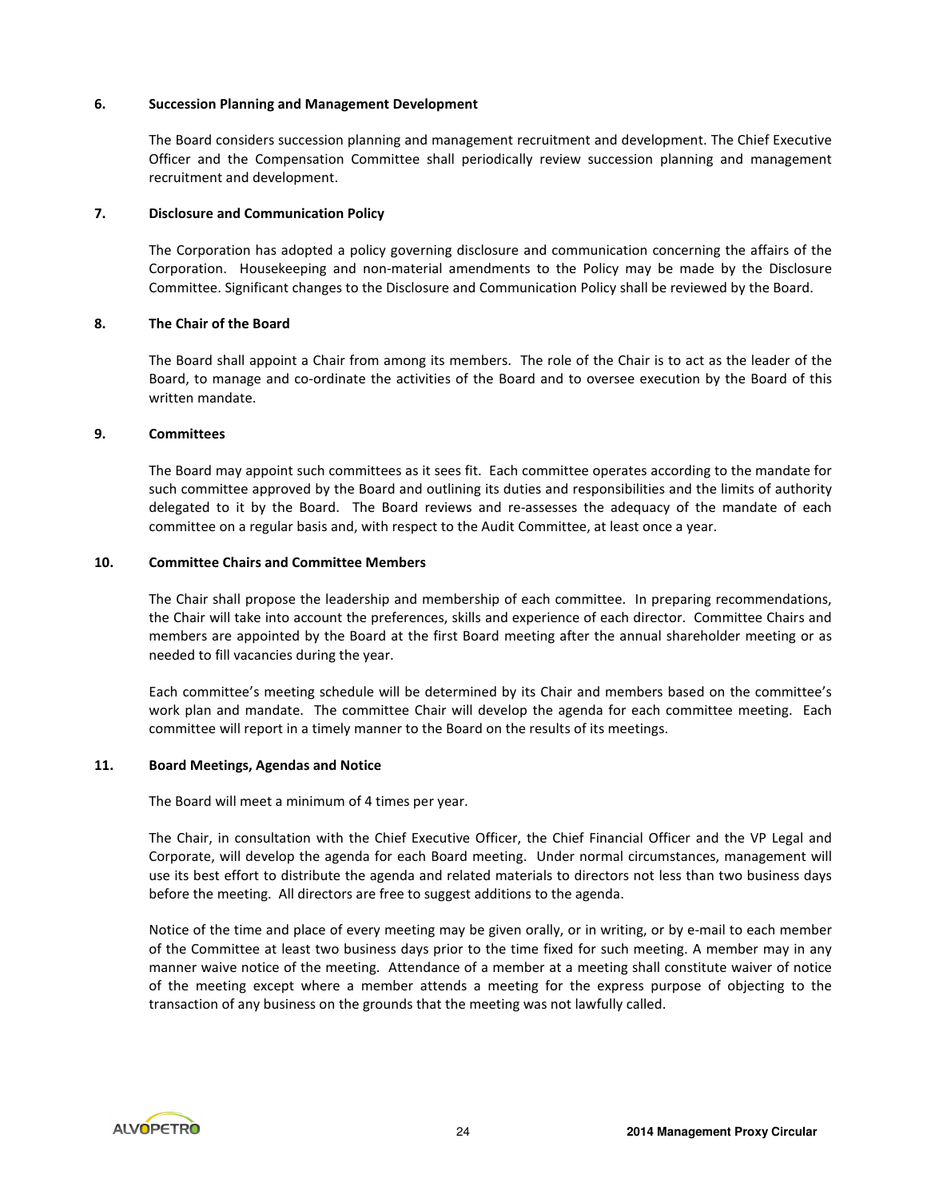### 6. Succession Planning and Management Development

The Board considers succession planning and management recruitment and development. The Chief Executive Officer and the Compensation Committee shall periodically review succession planning and management recruitment and development.

### 7. Disclosure and Communication Policy

The Corporation has adopted a policy governing disclosure and communication concerning the affairs of the Corporation. Housekeeping and non-material amendments to the Policy may be made by the Disclosure Committee. Significant changes to the Disclosure and Communication Policy shall be reviewed by the Board.

### 8. The Chair of the Board

The Board shall appoint a Chair from among its members. The role of the Chair is to act as the leader of the Board, to manage and co-ordinate the activities of the Board and to oversee execution by the Board of this written mandate.

### 9. Committees

The Board may appoint such committees as it sees fit. Each committee operates according to the mandate for such committee approved by the Board and outlining its duties and responsibilities and the limits of authority delegated to it by the Board. The Board reviews and re-assesses the adequacy of the mandate of each committee on a regular basis and, with respect to the Audit Committee, at least once a year.

### 10. Committee Chairs and Committee Members

The Chair shall propose the leadership and membership of each committee. In preparing recommendations, the Chair will take into account the preferences, skills and experience of each director. Committee Chairs and members are appointed by the Board at the first Board meeting after the annual shareholder meeting or as needed to fill vacancies during the year.

Each committee's meeting schedule will be determined by its Chair and members based on the committee's work plan and mandate. The committee Chair will develop the agenda for each committee meeting. Each committee will report in a timely manner to the Board on the results of its meetings.

### 11. Board Meetings, Agendas and Notice

The Board will meet a minimum of 4 times per year.

The Chair, in consultation with the Chief Executive Officer, the Chief Financial Officer and the VP Legal and Corporate, will develop the agenda for each Board meeting. Under normal circumstances, management will use its best effort to distribute the agenda and related materials to directors not less than two business days before the meeting. All directors are free to suggest additions to the agenda.

Notice of the time and place of every meeting may be given orally, or in writing, or by e-mail to each member of the Committee at least two business days prior to the time fixed for such meeting. A member may in any manner waive notice of the meeting. Attendance of a member at a meeting shall constitute waiver of notice of the meeting except where a member attends a meeting for the express purpose of objecting to the transaction of any business on the grounds that the meeting was not lawfully called.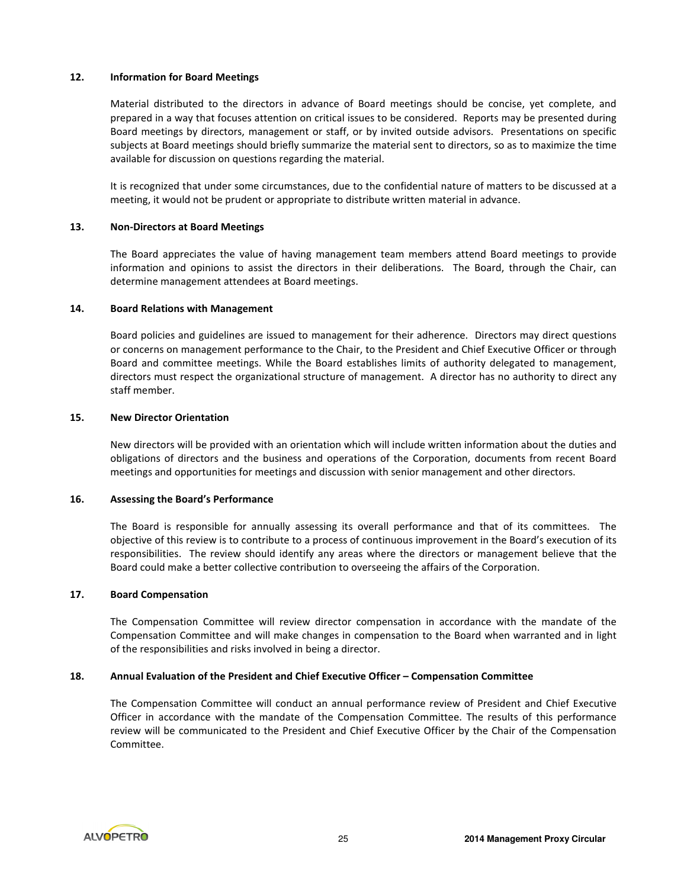**12. Information for Board Meetings**

Material distributed to the directors in advance of Board meetings should be concise, yet complete, and prepared in a way that focuses attention on critical issues to be considered. Reports may be presented during Board meetings by directors, management or staff, or by invited outside advisors. Presentations on specific subjects at Board meetings should briefly summarize the material sent to directors, so as to maximize the time available for discussion on questions regarding the material.

It is recognized that under some circumstances, due to the confidential nature of matters to be discussed at a meeting, it would not be prudent or appropriate to distribute written material in advance.

**13. Non-Directors at Board Meetings**

The Board appreciates the value of having management team members attend Board meetings to provide information and opinions to assist the directors in their deliberations. The Board, through the Chair, can determine management attendees at Board meetings.

**14. Board Relations with Management**

Board policies and guidelines are issued to management for their adherence. Directors may direct questions or concerns on management performance to the Chair, to the President and Chief Executive Officer or through Board and committee meetings. While the Board establishes limits of authority delegated to management, directors must respect the organizational structure of management. A director has no authority to direct any staff member.

**15. New Director Orientation**

New directors will be provided with an orientation which will include written information about the duties and obligations of directors and the business and operations of the Corporation, documents from recent Board meetings and opportunities for meetings and discussion with senior management and other directors.

**16. Assessing the Board's Performance**

The Board is responsible for annually assessing its overall performance and that of its committees. The objective of this review is to contribute to a process of continuous improvement in the Board's execution of its responsibilities. The review should identify any areas where the directors or management believe that the Board could make a better collective contribution to overseeing the affairs of the Corporation.

**17. Board Compensation**

The Compensation Committee will review director compensation in accordance with the mandate of the Compensation Committee and will make changes in compensation to the Board when warranted and in light of the responsibilities and risks involved in being a director.

**18. Annual Evaluation of the President and Chief Executive Officer – Compensation Committee**

The Compensation Committee will conduct an annual performance review of President and Chief Executive Officer in accordance with the mandate of the Compensation Committee. The results of this performance review will be communicated to the President and Chief Executive Officer by the Chair of the Compensation Committee.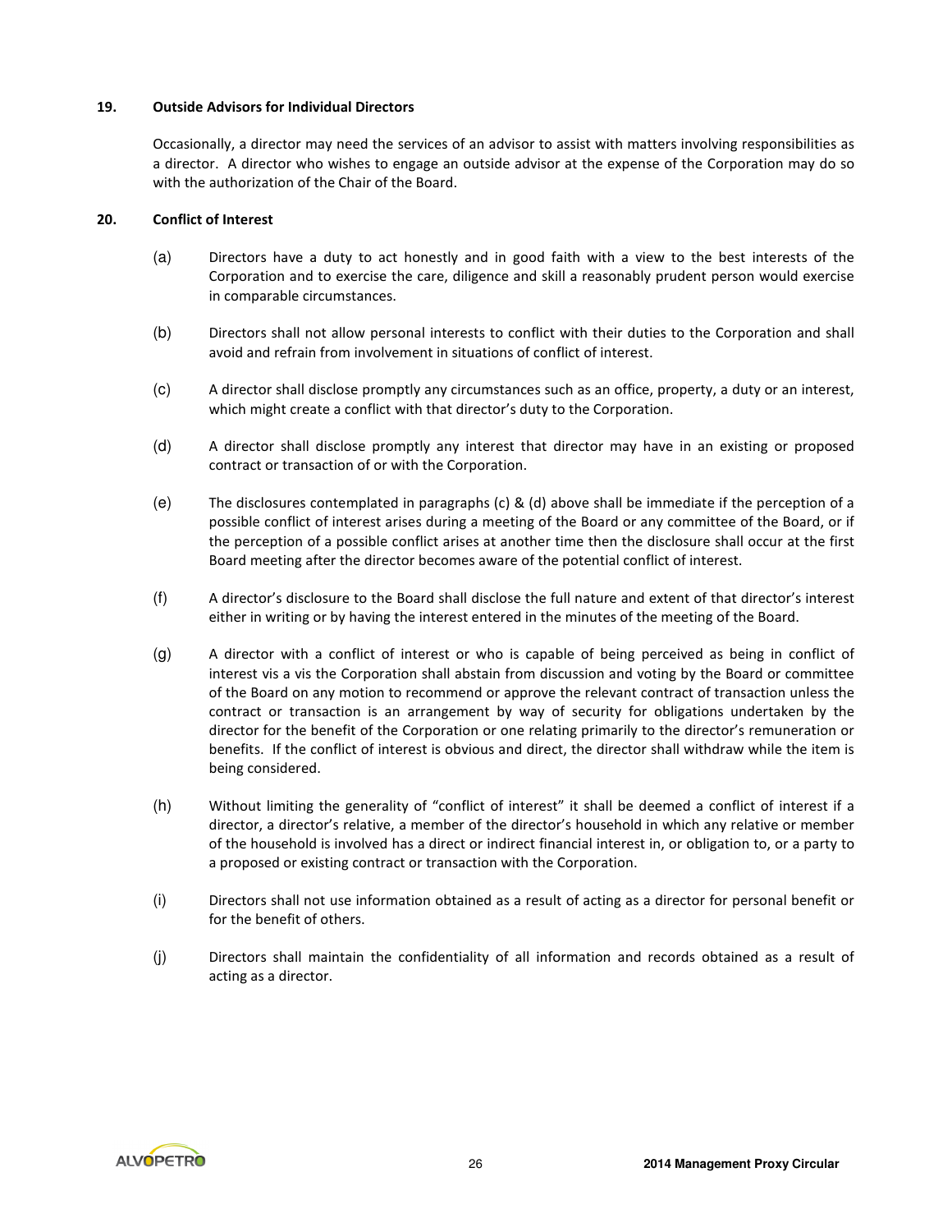**19. Outside Advisors for Individual Directors**

Occasionally, a director may need the services of an advisor to assist with matters involving responsibilities as a director. A director who wishes to engage an outside advisor at the expense of the Corporation may do so with the authorization of the Chair of the Board.

**20. Conflict of Interest**

(a) Directors have a duty to act honestly and in good faith with a view to the best interests of the Corporation and to exercise the care, diligence and skill a reasonably prudent person would exercise in comparable circumstances.

(b) Directors shall not allow personal interests to conflict with their duties to the Corporation and shall avoid and refrain from involvement in situations of conflict of interest.

(c) A director shall disclose promptly any circumstances such as an office, property, a duty or an interest, which might create a conflict with that director's duty to the Corporation.

(d) A director shall disclose promptly any interest that director may have in an existing or proposed contract or transaction of or with the Corporation.

(e) The disclosures contemplated in paragraphs (c) & (d) above shall be immediate if the perception of a possible conflict of interest arises during a meeting of the Board or any committee of the Board, or if the perception of a possible conflict arises at another time then the disclosure shall occur at the first Board meeting after the director becomes aware of the potential conflict of interest.

(f) A director's disclosure to the Board shall disclose the full nature and extent of that director's interest either in writing or by having the interest entered in the minutes of the meeting of the Board.

(g) A director with a conflict of interest or who is capable of being perceived as being in conflict of interest vis a vis the Corporation shall abstain from discussion and voting by the Board or committee of the Board on any motion to recommend or approve the relevant contract of transaction unless the contract or transaction is an arrangement by way of security for obligations undertaken by the director for the benefit of the Corporation or one relating primarily to the director's remuneration or benefits. If the conflict of interest is obvious and direct, the director shall withdraw while the item is being considered.

(h) Without limiting the generality of "conflict of interest" it shall be deemed a conflict of interest if a director, a director's relative, a member of the director's household in which any relative or member of the household is involved has a direct or indirect financial interest in, or obligation to, or a party to a proposed or existing contract or transaction with the Corporation.

(i) Directors shall not use information obtained as a result of acting as a director for personal benefit or for the benefit of others.

(j) Directors shall maintain the confidentiality of all information and records obtained as a result of acting as a director.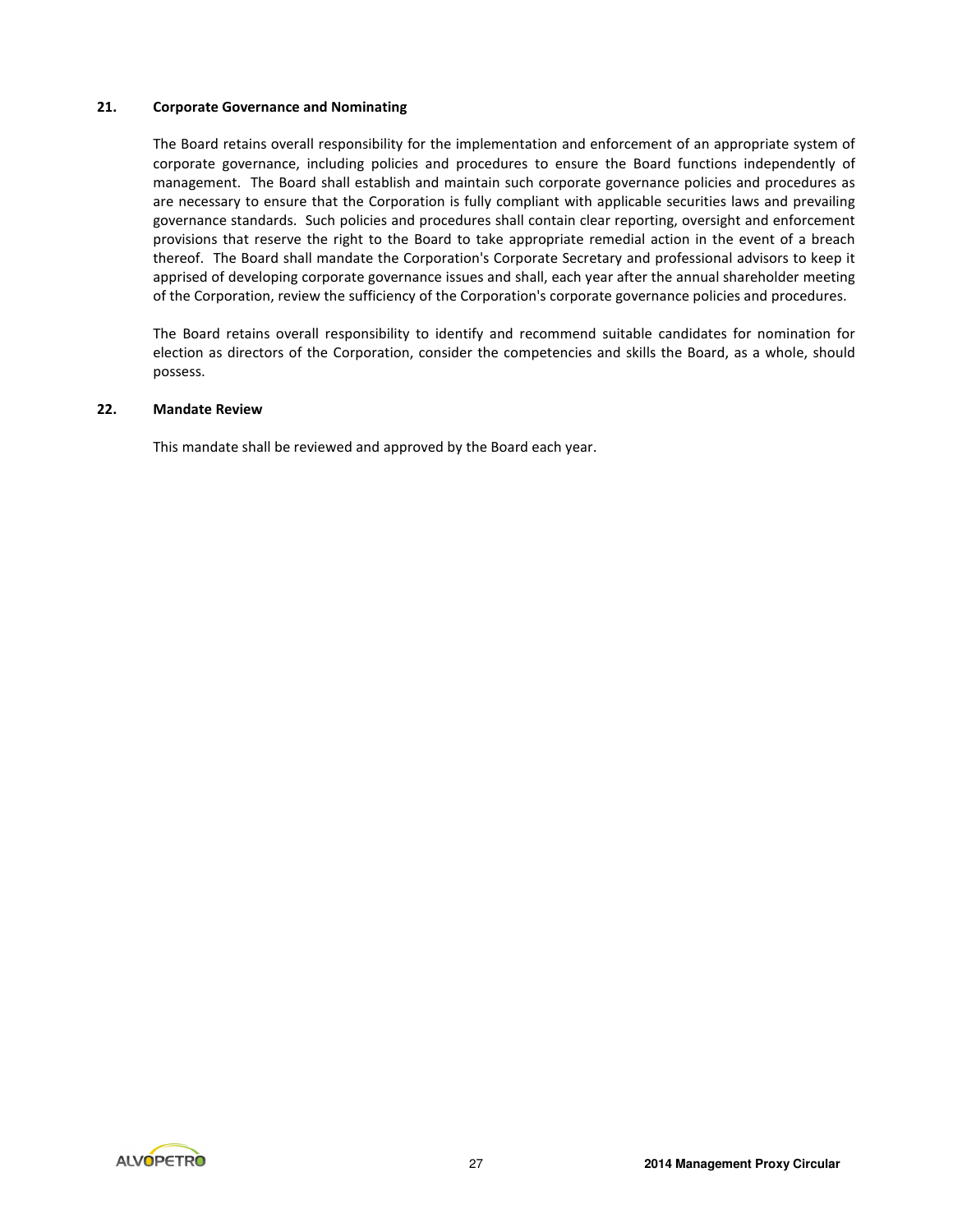**21. Corporate Governance and Nominating**

The Board retains overall responsibility for the implementation and enforcement of an appropriate system of corporate governance, including policies and procedures to ensure the Board functions independently of management. The Board shall establish and maintain such corporate governance policies and procedures as are necessary to ensure that the Corporation is fully compliant with applicable securities laws and prevailing governance standards. Such policies and procedures shall contain clear reporting, oversight and enforcement provisions that reserve the right to the Board to take appropriate remedial action in the event of a breach thereof. The Board shall mandate the Corporation's Corporate Secretary and professional advisors to keep it apprised of developing corporate governance issues and shall, each year after the annual shareholder meeting of the Corporation, review the sufficiency of the Corporation's corporate governance policies and procedures.

The Board retains overall responsibility to identify and recommend suitable candidates for nomination for election as directors of the Corporation, consider the competencies and skills the Board, as a whole, should possess.

**22. Mandate Review**

This mandate shall be reviewed and approved by the Board each year.